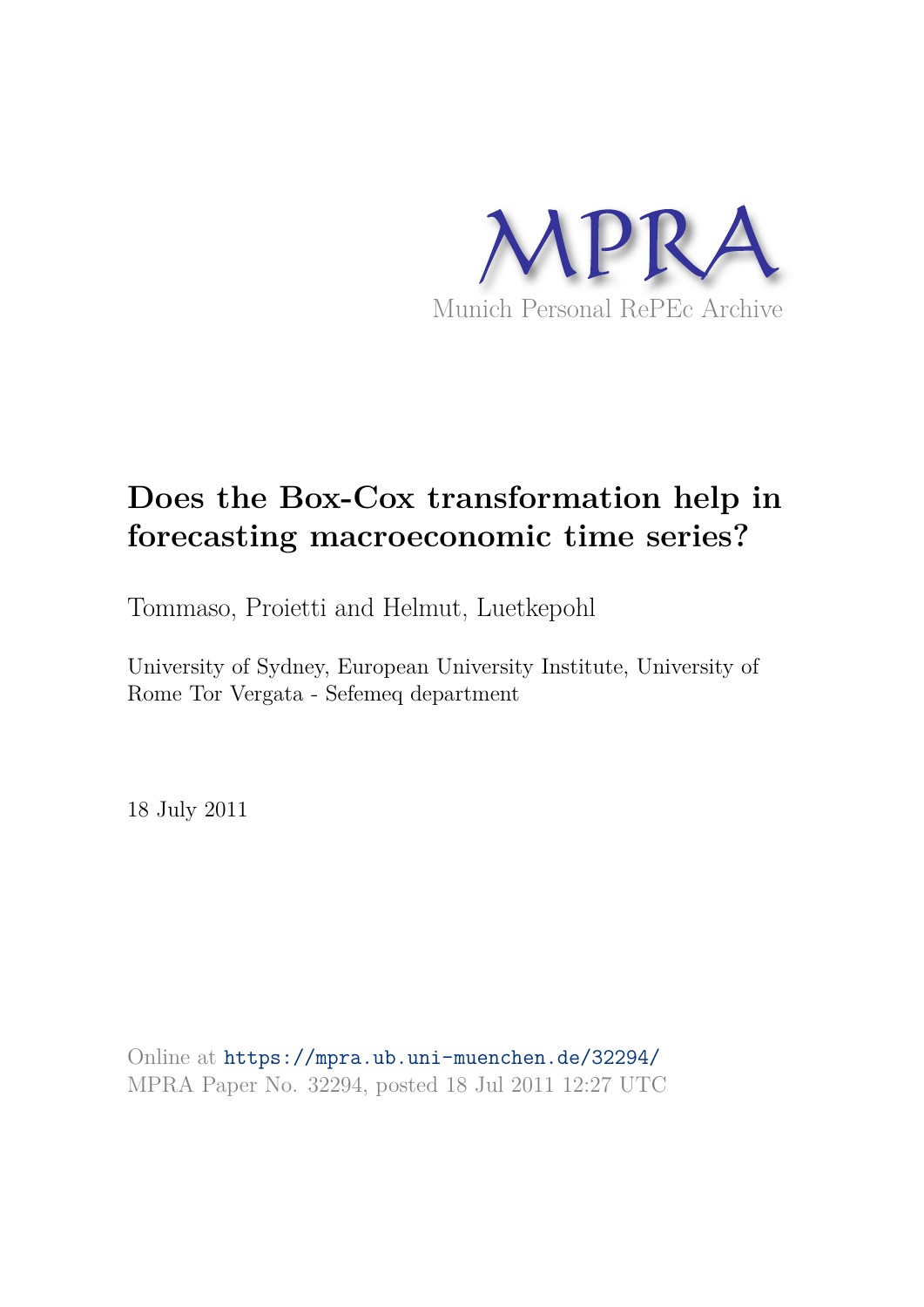MPRA

Munich Personal RePEc Archive

# Does the Box-Cox transformation help in forecasting macroeconomic time series?

Tommaso, Proietti and Helmut, Luetkepohl

University of Sydney, European University Institute, University of Rome Tor Vergata - Sefemeq department

18 July 2011

Online at https://mpra.ub.uni-muenchen.de/32294/
MPRA Paper No. 32294, posted 18 Jul 2011 12:27 UTC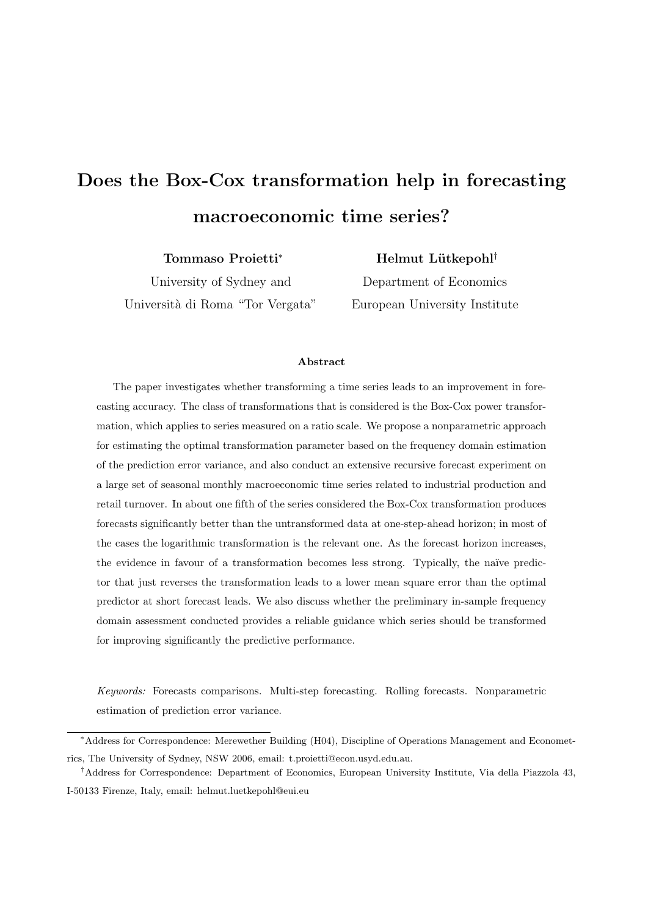# Does the Box-Cox transformation help in forecasting macroeconomic time series?

**Tommaso Proietti**[*]
University of Sydney and
Università di Roma "Tor Vergata"

**Helmut Lütkepohl**[†]
Department of Economics
European University Institute

### Abstract

The paper investigates whether transforming a time series leads to an improvement in forecasting accuracy. The class of transformations that is considered is the Box-Cox power transformation, which applies to series measured on a ratio scale. We propose a nonparametric approach for estimating the optimal transformation parameter based on the frequency domain estimation of the prediction error variance, and also conduct an extensive recursive forecast experiment on a large set of seasonal monthly macroeconomic time series related to industrial production and retail turnover. In about one fifth of the series considered the Box-Cox transformation produces forecasts significantly better than the untransformed data at one-step-ahead horizon; in most of the cases the logarithmic transformation is the relevant one. As the forecast horizon increases, the evidence in favour of a transformation becomes less strong. Typically, the naïve predictor that just reverses the transformation leads to a lower mean square error than the optimal predictor at short forecast leads. We also discuss whether the preliminary in-sample frequency domain assessment conducted provides a reliable guidance which series should be transformed for improving significantly the predictive performance.

*Keywords:* Forecasts comparisons. Multi-step forecasting. Rolling forecasts. Nonparametric estimation of prediction error variance.

[*]Address for Correspondence: Merewether Building (H04), Discipline of Operations Management and Econometrics, The University of Sydney, NSW 2006, email: t.proietti@econ.usyd.edu.au.

[†]Address for Correspondence: Department of Economics, European University Institute, Via della Piazzola 43, I-50133 Firenze, Italy, email: helmut.luetkepohl@eui.eu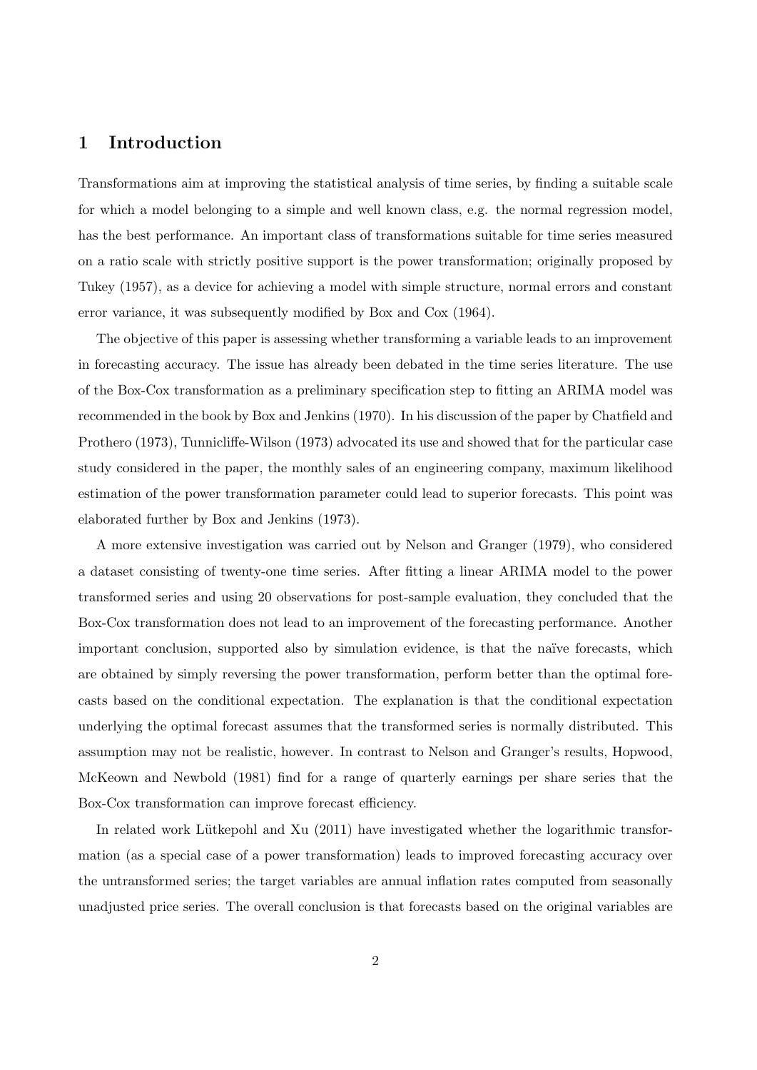# 1 Introduction

Transformations aim at improving the statistical analysis of time series, by finding a suitable scale for which a model belonging to a simple and well known class, e.g. the normal regression model, has the best performance. An important class of transformations suitable for time series measured on a ratio scale with strictly positive support is the power transformation; originally proposed by Tukey (1957), as a device for achieving a model with simple structure, normal errors and constant error variance, it was subsequently modified by Box and Cox (1964).

The objective of this paper is assessing whether transforming a variable leads to an improvement in forecasting accuracy. The issue has already been debated in the time series literature. The use of the Box-Cox transformation as a preliminary specification step to fitting an ARIMA model was recommended in the book by Box and Jenkins (1970). In his discussion of the paper by Chatfield and Prothero (1973), Tunnicliffe-Wilson (1973) advocated its use and showed that for the particular case study considered in the paper, the monthly sales of an engineering company, maximum likelihood estimation of the power transformation parameter could lead to superior forecasts. This point was elaborated further by Box and Jenkins (1973).

A more extensive investigation was carried out by Nelson and Granger (1979), who considered a dataset consisting of twenty-one time series. After fitting a linear ARIMA model to the power transformed series and using 20 observations for post-sample evaluation, they concluded that the Box-Cox transformation does not lead to an improvement of the forecasting performance. Another important conclusion, supported also by simulation evidence, is that the naïve forecasts, which are obtained by simply reversing the power transformation, perform better than the optimal forecasts based on the conditional expectation. The explanation is that the conditional expectation underlying the optimal forecast assumes that the transformed series is normally distributed. This assumption may not be realistic, however. In contrast to Nelson and Granger's results, Hopwood, McKeown and Newbold (1981) find for a range of quarterly earnings per share series that the Box-Cox transformation can improve forecast efficiency.

In related work Lütkepohl and Xu (2011) have investigated whether the logarithmic transformation (as a special case of a power transformation) leads to improved forecasting accuracy over the untransformed series; the target variables are annual inflation rates computed from seasonally unadjusted price series. The overall conclusion is that forecasts based on the original variables are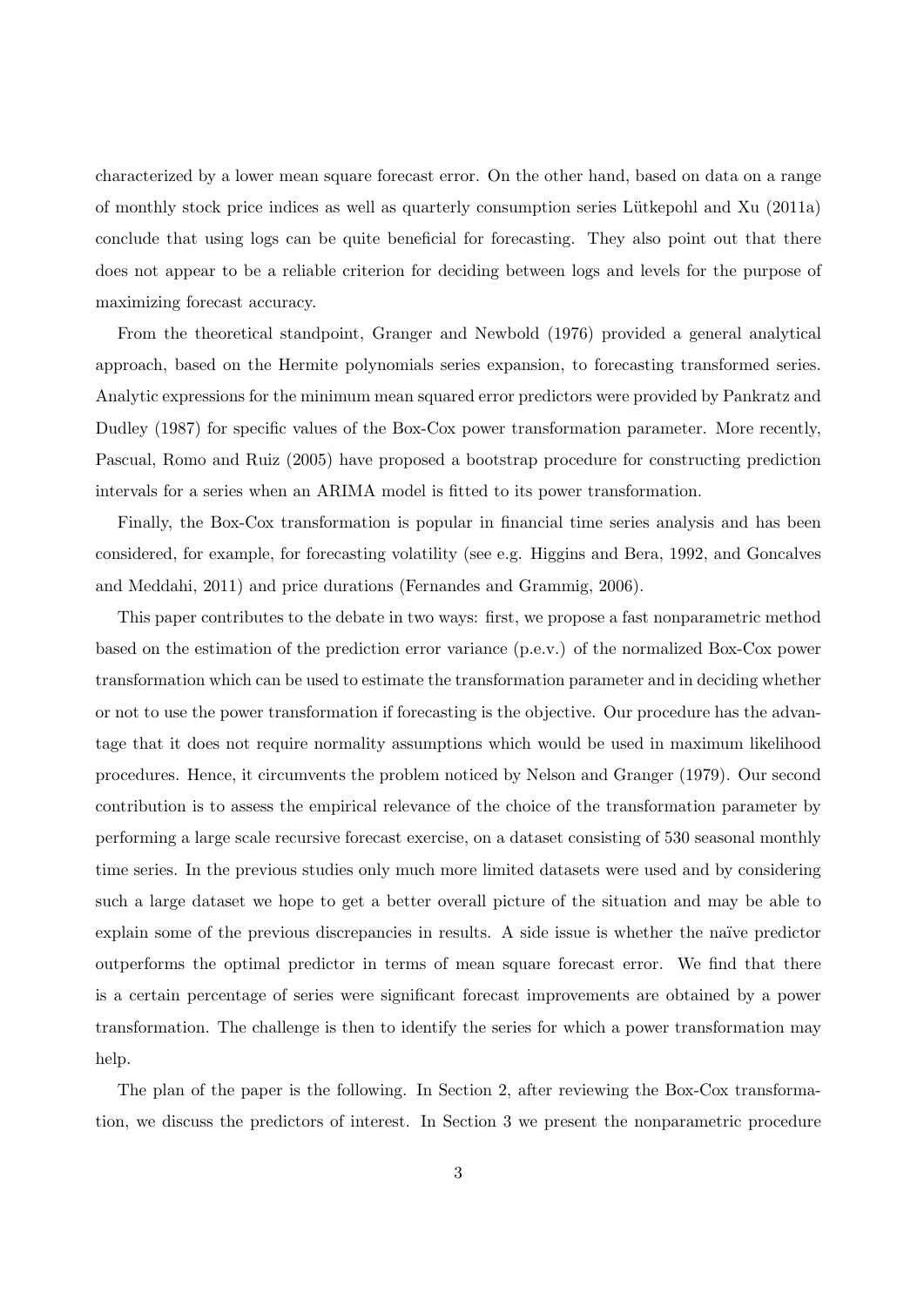characterized by a lower mean square forecast error. On the other hand, based on data on a range of monthly stock price indices as well as quarterly consumption series Lütkepohl and Xu (2011a) conclude that using logs can be quite beneficial for forecasting. They also point out that there does not appear to be a reliable criterion for deciding between logs and levels for the purpose of maximizing forecast accuracy.

From the theoretical standpoint, Granger and Newbold (1976) provided a general analytical approach, based on the Hermite polynomials series expansion, to forecasting transformed series. Analytic expressions for the minimum mean squared error predictors were provided by Pankratz and Dudley (1987) for specific values of the Box-Cox power transformation parameter. More recently, Pascual, Romo and Ruiz (2005) have proposed a bootstrap procedure for constructing prediction intervals for a series when an ARIMA model is fitted to its power transformation.

Finally, the Box-Cox transformation is popular in financial time series analysis and has been considered, for example, for forecasting volatility (see e.g. Higgins and Bera, 1992, and Goncalves and Meddahi, 2011) and price durations (Fernandes and Grammig, 2006).

This paper contributes to the debate in two ways: first, we propose a fast nonparametric method based on the estimation of the prediction error variance (p.e.v.) of the normalized Box-Cox power transformation which can be used to estimate the transformation parameter and in deciding whether or not to use the power transformation if forecasting is the objective. Our procedure has the advantage that it does not require normality assumptions which would be used in maximum likelihood procedures. Hence, it circumvents the problem noticed by Nelson and Granger (1979). Our second contribution is to assess the empirical relevance of the choice of the transformation parameter by performing a large scale recursive forecast exercise, on a dataset consisting of 530 seasonal monthly time series. In the previous studies only much more limited datasets were used and by considering such a large dataset we hope to get a better overall picture of the situation and may be able to explain some of the previous discrepancies in results. A side issue is whether the naïve predictor outperforms the optimal predictor in terms of mean square forecast error. We find that there is a certain percentage of series were significant forecast improvements are obtained by a power transformation. The challenge is then to identify the series for which a power transformation may help.

The plan of the paper is the following. In Section 2, after reviewing the Box-Cox transformation, we discuss the predictors of interest. In Section 3 we present the nonparametric procedure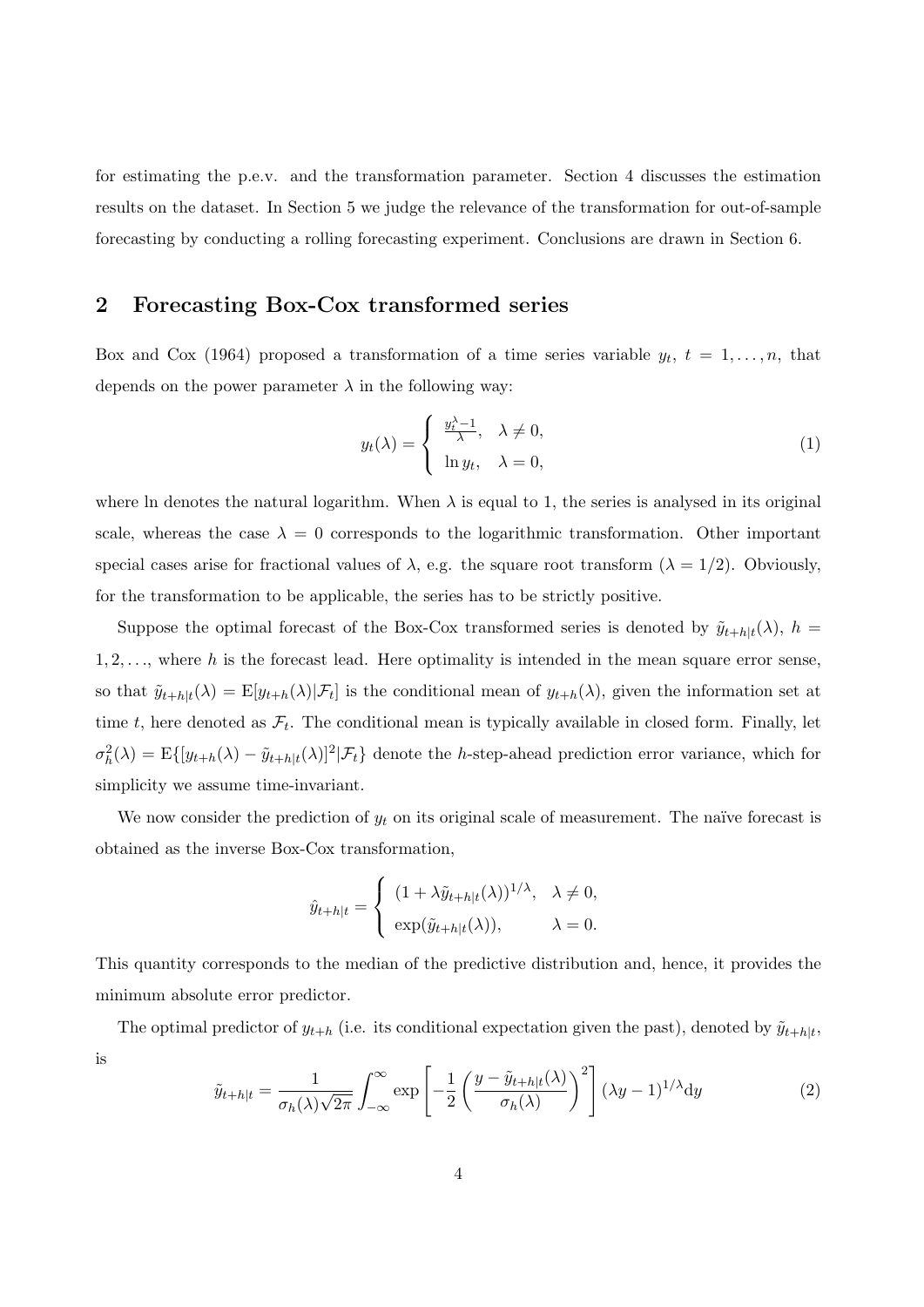for estimating the p.e.v. and the transformation parameter. Section 4 discusses the estimation results on the dataset. In Section 5 we judge the relevance of the transformation for out-of-sample forecasting by conducting a rolling forecasting experiment. Conclusions are drawn in Section 6.

## 2 Forecasting Box-Cox transformed series

Box and Cox (1964) proposed a transformation of a time series variable $y_t$, $t = 1, \ldots, n$, that depends on the power parameter $\lambda$ in the following way:

$$y_t(\lambda) = \begin{cases} \frac{y_t^\lambda - 1}{\lambda}, & \lambda \neq 0, \\ \ln y_t, & \lambda = 0, \end{cases} \tag{1}$$

where ln denotes the natural logarithm. When $\lambda$ is equal to 1, the series is analysed in its original scale, whereas the case $\lambda = 0$ corresponds to the logarithmic transformation. Other important special cases arise for fractional values of $\lambda$, e.g. the square root transform ($\lambda = 1/2$). Obviously, for the transformation to be applicable, the series has to be strictly positive.

Suppose the optimal forecast of the Box-Cox transformed series is denoted by $\tilde{y}_{t+h|t}(\lambda)$, $h = 1, 2, \ldots$, where $h$ is the forecast lead. Here optimality is intended in the mean square error sense, so that $\tilde{y}_{t+h|t}(\lambda) = \mathrm{E}[y_{t+h}(\lambda)|\mathcal{F}_t]$ is the conditional mean of $y_{t+h}(\lambda)$, given the information set at time $t$, here denoted as $\mathcal{F}_t$. The conditional mean is typically available in closed form. Finally, let $\sigma_h^2(\lambda) = \mathrm{E}\{[y_{t+h}(\lambda) - \tilde{y}_{t+h|t}(\lambda)]^2|\mathcal{F}_t\}$ denote the $h$-step-ahead prediction error variance, which for simplicity we assume time-invariant.

We now consider the prediction of $y_t$ on its original scale of measurement. The naïve forecast is obtained as the inverse Box-Cox transformation,

$$\hat{y}_{t+h|t} = \begin{cases} (1 + \lambda \tilde{y}_{t+h|t}(\lambda))^{1/\lambda}, & \lambda \neq 0, \\ \exp(\tilde{y}_{t+h|t}(\lambda)), & \lambda = 0. \end{cases}$$

This quantity corresponds to the median of the predictive distribution and, hence, it provides the minimum absolute error predictor.

The optimal predictor of $y_{t+h}$ (i.e. its conditional expectation given the past), denoted by $\tilde{y}_{t+h|t}$, is

$$\tilde{y}_{t+h|t} = \frac{1}{\sigma_h(\lambda)\sqrt{2\pi}} \int_{-\infty}^{\infty} \exp\left[-\frac{1}{2}\left(\frac{y - \tilde{y}_{t+h|t}(\lambda)}{\sigma_h(\lambda)}\right)^2\right] (\lambda y - 1)^{1/\lambda} \mathrm{d}y \tag{2}$$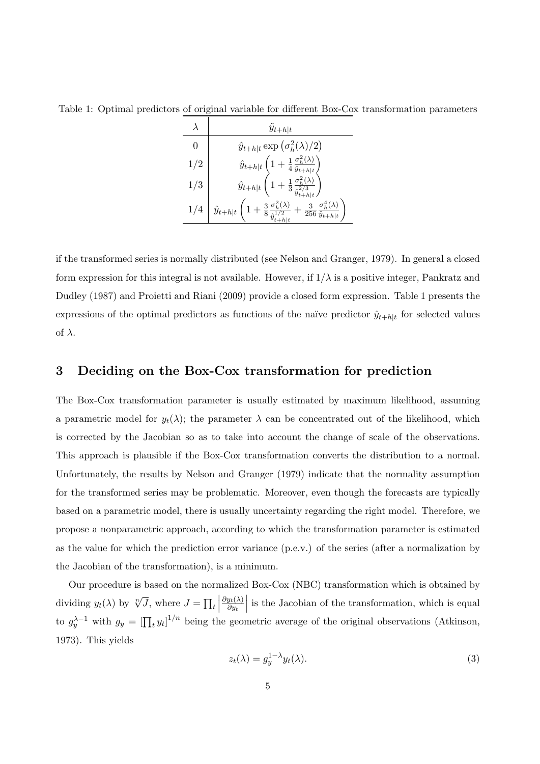Table 1: Optimal predictors of original variable for different Box-Cox transformation parameters

| $\lambda$ | $\tilde{y}_{t+h\|t}$ |
|---|---|
| 0 | $\hat{y}_{t+h\|t} \exp\left(\sigma_h^2(\lambda)/2\right)$ |
| 1/2 | $\hat{y}_{t+h\|t}\left(1 + \frac{1}{4}\frac{\sigma_h^2(\lambda)}{\hat{y}_{t+h\|t}}\right)$ |
| 1/3 | $\hat{y}_{t+h\|t}\left(1 + \frac{1}{3}\frac{\sigma_h^2(\lambda)}{\hat{y}_{t+h\|t}^{2/3}}\right)$ |
| 1/4 | $\hat{y}_{t+h\|t}\left(1 + \frac{3}{8}\frac{\sigma_h^2(\lambda)}{\hat{y}_{t+h\|t}^{1/2}} + \frac{3}{256}\frac{\sigma_h^4(\lambda)}{\hat{y}_{t+h\|t}}\right)$ |

if the transformed series is normally distributed (see Nelson and Granger, 1979). In general a closed form expression for this integral is not available. However, if $1/\lambda$ is a positive integer, Pankratz and Dudley (1987) and Proietti and Riani (2009) provide a closed form expression. Table 1 presents the expressions of the optimal predictors as functions of the naïve predictor $\hat{y}_{t+h|t}$ for selected values of $\lambda$.

## 3 Deciding on the Box-Cox transformation for prediction

The Box-Cox transformation parameter is usually estimated by maximum likelihood, assuming a parametric model for $y_t(\lambda)$; the parameter $\lambda$ can be concentrated out of the likelihood, which is corrected by the Jacobian so as to take into account the change of scale of the observations. This approach is plausible if the Box-Cox transformation converts the distribution to a normal. Unfortunately, the results by Nelson and Granger (1979) indicate that the normality assumption for the transformed series may be problematic. Moreover, even though the forecasts are typically based on a parametric model, there is usually uncertainty regarding the right model. Therefore, we propose a nonparametric approach, according to which the transformation parameter is estimated as the value for which the prediction error variance (p.e.v.) of the series (after a normalization by the Jacobian of the transformation), is a minimum.

Our procedure is based on the normalized Box-Cox (NBC) transformation which is obtained by dividing $y_t(\lambda)$ by $\sqrt[n]{J}$, where $J = \prod_t \left|\frac{\partial y_t(\lambda)}{\partial y_t}\right|$ is the Jacobian of the transformation, which is equal to $g_y^{\lambda-1}$ with $g_y = \left[\prod_t y_t\right]^{1/n}$ being the geometric average of the original observations (Atkinson, 1973). This yields

$$z_t(\lambda) = g_y^{1-\lambda} y_t(\lambda). \tag{3}$$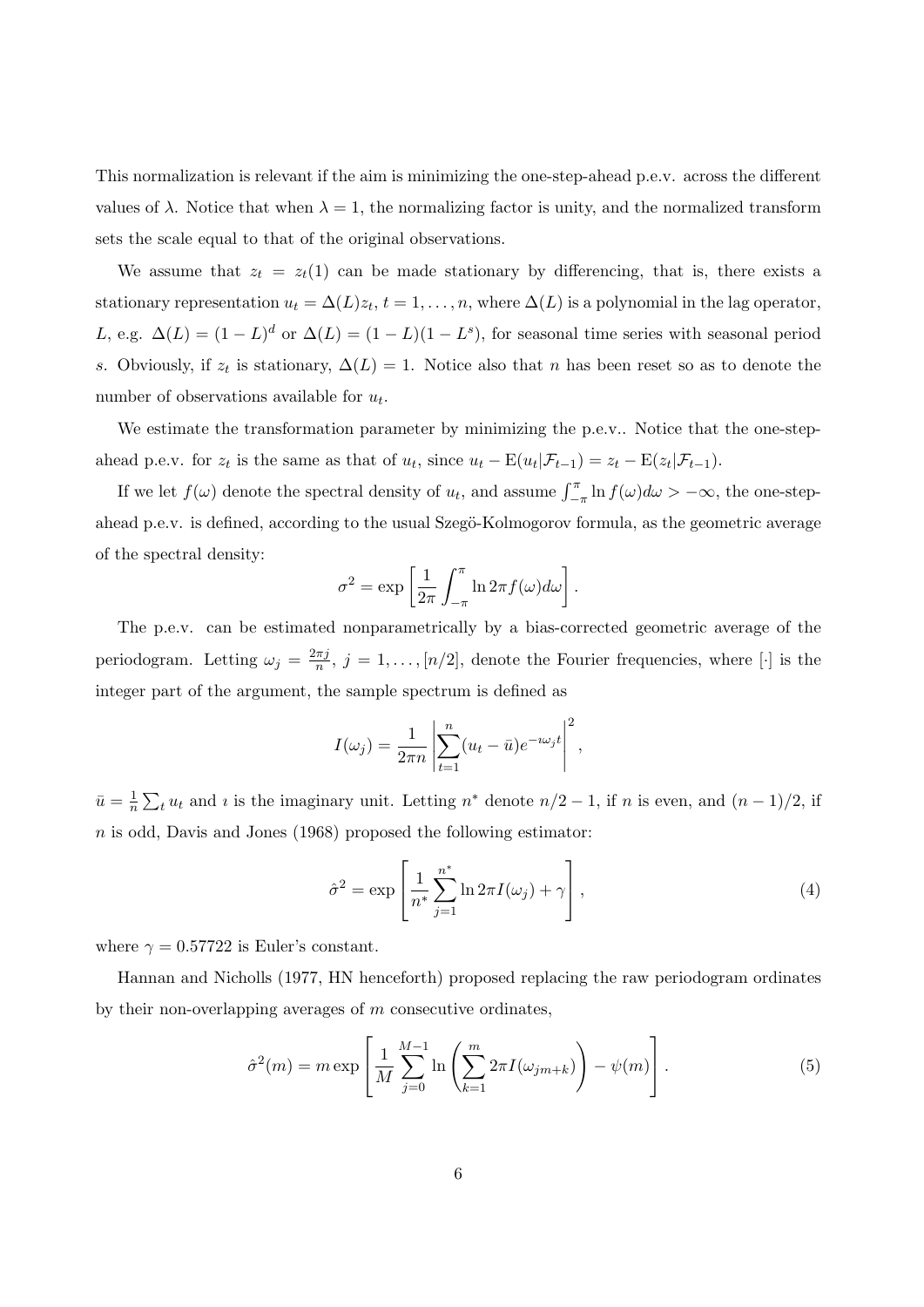This normalization is relevant if the aim is minimizing the one-step-ahead p.e.v. across the different values of $\lambda$. Notice that when $\lambda = 1$, the normalizing factor is unity, and the normalized transform sets the scale equal to that of the original observations.

We assume that $z_t = z_t(1)$ can be made stationary by differencing, that is, there exists a stationary representation $u_t = \Delta(L)z_t$, $t = 1, \ldots, n$, where $\Delta(L)$ is a polynomial in the lag operator, $L$, e.g. $\Delta(L) = (1-L)^d$ or $\Delta(L) = (1-L)(1-L^s)$, for seasonal time series with seasonal period $s$. Obviously, if $z_t$ is stationary, $\Delta(L) = 1$. Notice also that $n$ has been reset so as to denote the number of observations available for $u_t$.

We estimate the transformation parameter by minimizing the p.e.v.. Notice that the one-step-ahead p.e.v. for $z_t$ is the same as that of $u_t$, since $u_t - \mathrm{E}(u_t|\mathcal{F}_{t-1}) = z_t - \mathrm{E}(z_t|\mathcal{F}_{t-1})$.

If we let $f(\omega)$ denote the spectral density of $u_t$, and assume $\int_{-\pi}^{\pi} \ln f(\omega)d\omega > -\infty$, the one-step-ahead p.e.v. is defined, according to the usual Szegö-Kolmogorov formula, as the geometric average of the spectral density:

$$\sigma^2 = \exp\left[\frac{1}{2\pi}\int_{-\pi}^{\pi} \ln 2\pi f(\omega)d\omega\right].$$

The p.e.v. can be estimated nonparametrically by a bias-corrected geometric average of the periodogram. Letting $\omega_j = \frac{2\pi j}{n}$, $j = 1, \ldots, [n/2]$, denote the Fourier frequencies, where $[\cdot]$ is the integer part of the argument, the sample spectrum is defined as

$$I(\omega_j) = \frac{1}{2\pi n}\left|\sum_{t=1}^{n}(u_t - \bar{u})e^{-\imath\omega_j t}\right|^2,$$

$\bar{u} = \frac{1}{n}\sum_t u_t$ and $\imath$ is the imaginary unit. Letting $n^*$ denote $n/2 - 1$, if $n$ is even, and $(n-1)/2$, if $n$ is odd, Davis and Jones (1968) proposed the following estimator:

$$\hat{\sigma}^2 = \exp\left[\frac{1}{n^*}\sum_{j=1}^{n^*} \ln 2\pi I(\omega_j) + \gamma\right], \tag{4}$$

where $\gamma = 0.57722$ is Euler's constant.

Hannan and Nicholls (1977, HN henceforth) proposed replacing the raw periodogram ordinates by their non-overlapping averages of $m$ consecutive ordinates,

$$\hat{\sigma}^2(m) = m\exp\left[\frac{1}{M}\sum_{j=0}^{M-1} \ln\left(\sum_{k=1}^{m} 2\pi I(\omega_{jm+k})\right) - \psi(m)\right]. \tag{5}$$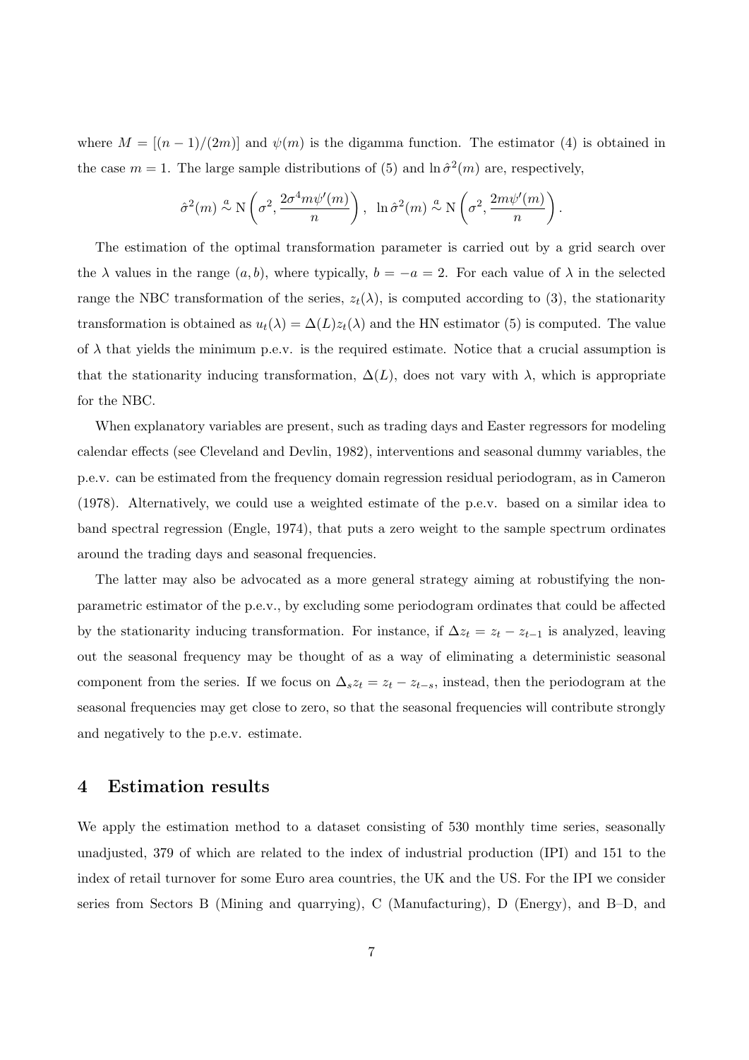where $M = [(n-1)/(2m)]$ and $\psi(m)$ is the digamma function. The estimator (4) is obtained in the case $m = 1$. The large sample distributions of (5) and $\ln \hat{\sigma}^2(m)$ are, respectively,

$$\hat{\sigma}^2(m) \overset{a}{\sim} \mathrm{N}\left(\sigma^2, \frac{2\sigma^4 m\psi'(m)}{n}\right), \quad \ln \hat{\sigma}^2(m) \overset{a}{\sim} \mathrm{N}\left(\sigma^2, \frac{2m\psi'(m)}{n}\right).$$

The estimation of the optimal transformation parameter is carried out by a grid search over the $\lambda$ values in the range $(a, b)$, where typically, $b = -a = 2$. For each value of $\lambda$ in the selected range the NBC transformation of the series, $z_t(\lambda)$, is computed according to (3), the stationarity transformation is obtained as $u_t(\lambda) = \Delta(L)z_t(\lambda)$ and the HN estimator (5) is computed. The value of $\lambda$ that yields the minimum p.e.v. is the required estimate. Notice that a crucial assumption is that the stationarity inducing transformation, $\Delta(L)$, does not vary with $\lambda$, which is appropriate for the NBC.

When explanatory variables are present, such as trading days and Easter regressors for modeling calendar effects (see Cleveland and Devlin, 1982), interventions and seasonal dummy variables, the p.e.v. can be estimated from the frequency domain regression residual periodogram, as in Cameron (1978). Alternatively, we could use a weighted estimate of the p.e.v. based on a similar idea to band spectral regression (Engle, 1974), that puts a zero weight to the sample spectrum ordinates around the trading days and seasonal frequencies.

The latter may also be advocated as a more general strategy aiming at robustifying the non-parametric estimator of the p.e.v., by excluding some periodogram ordinates that could be affected by the stationarity inducing transformation. For instance, if $\Delta z_t = z_t - z_{t-1}$ is analyzed, leaving out the seasonal frequency may be thought of as a way of eliminating a deterministic seasonal component from the series. If we focus on $\Delta_s z_t = z_t - z_{t-s}$, instead, then the periodogram at the seasonal frequencies may get close to zero, so that the seasonal frequencies will contribute strongly and negatively to the p.e.v. estimate.

## 4 Estimation results

We apply the estimation method to a dataset consisting of 530 monthly time series, seasonally unadjusted, 379 of which are related to the index of industrial production (IPI) and 151 to the index of retail turnover for some Euro area countries, the UK and the US. For the IPI we consider series from Sectors B (Mining and quarrying), C (Manufacturing), D (Energy), and B–D, and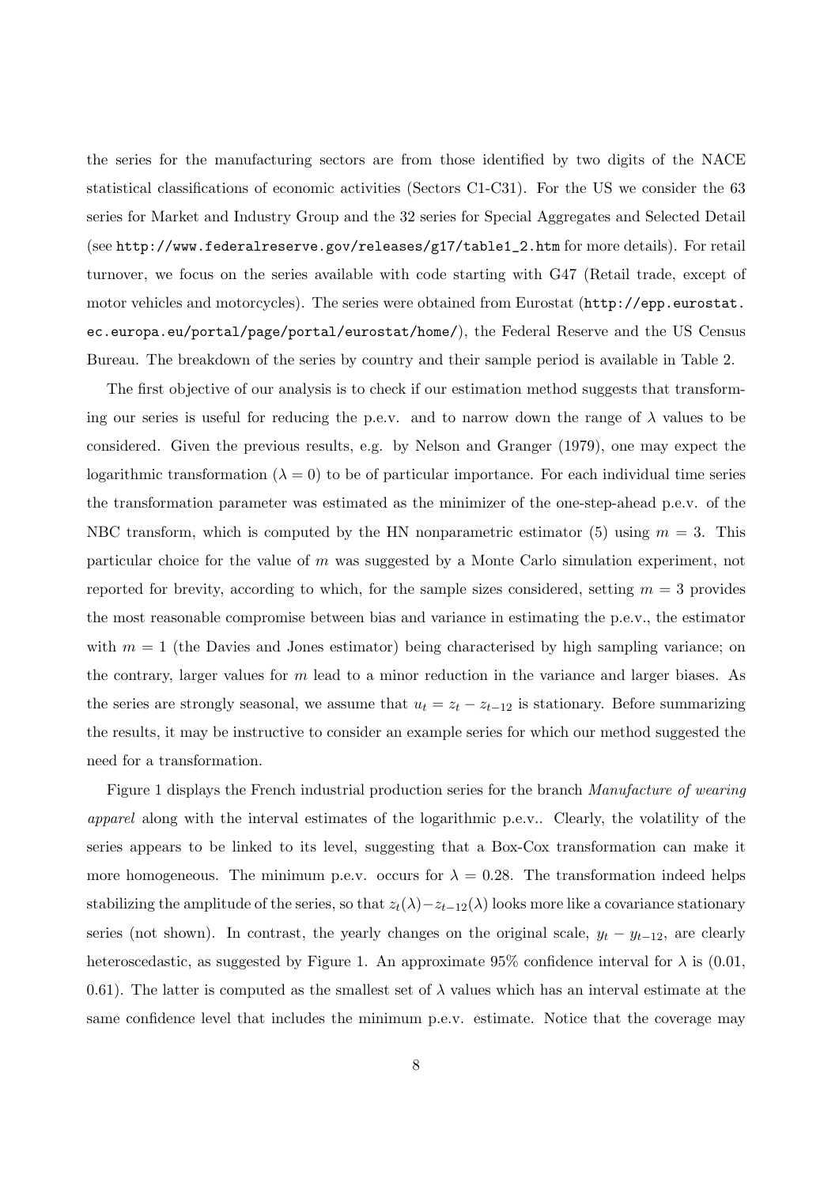the series for the manufacturing sectors are from those identified by two digits of the NACE statistical classifications of economic activities (Sectors C1-C31). For the US we consider the 63 series for Market and Industry Group and the 32 series for Special Aggregates and Selected Detail (see http://www.federalreserve.gov/releases/g17/table1_2.htm for more details). For retail turnover, we focus on the series available with code starting with G47 (Retail trade, except of motor vehicles and motorcycles). The series were obtained from Eurostat (http://epp.eurostat.ec.europa.eu/portal/page/portal/eurostat/home/), the Federal Reserve and the US Census Bureau. The breakdown of the series by country and their sample period is available in Table 2.

The first objective of our analysis is to check if our estimation method suggests that transforming our series is useful for reducing the p.e.v. and to narrow down the range of $\lambda$ values to be considered. Given the previous results, e.g. by Nelson and Granger (1979), one may expect the logarithmic transformation ($\lambda = 0$) to be of particular importance. For each individual time series the transformation parameter was estimated as the minimizer of the one-step-ahead p.e.v. of the NBC transform, which is computed by the HN nonparametric estimator (5) using $m = 3$. This particular choice for the value of $m$ was suggested by a Monte Carlo simulation experiment, not reported for brevity, according to which, for the sample sizes considered, setting $m = 3$ provides the most reasonable compromise between bias and variance in estimating the p.e.v., the estimator with $m = 1$ (the Davies and Jones estimator) being characterised by high sampling variance; on the contrary, larger values for $m$ lead to a minor reduction in the variance and larger biases. As the series are strongly seasonal, we assume that $u_t = z_t - z_{t-12}$ is stationary. Before summarizing the results, it may be instructive to consider an example series for which our method suggested the need for a transformation.

Figure 1 displays the French industrial production series for the branch *Manufacture of wearing apparel* along with the interval estimates of the logarithmic p.e.v.. Clearly, the volatility of the series appears to be linked to its level, suggesting that a Box-Cox transformation can make it more homogeneous. The minimum p.e.v. occurs for $\lambda = 0.28$. The transformation indeed helps stabilizing the amplitude of the series, so that $z_t(\lambda) - z_{t-12}(\lambda)$ looks more like a covariance stationary series (not shown). In contrast, the yearly changes on the original scale, $y_t - y_{t-12}$, are clearly heteroscedastic, as suggested by Figure 1. An approximate 95% confidence interval for $\lambda$ is (0.01, 0.61). The latter is computed as the smallest set of $\lambda$ values which has an interval estimate at the same confidence level that includes the minimum p.e.v. estimate. Notice that the coverage may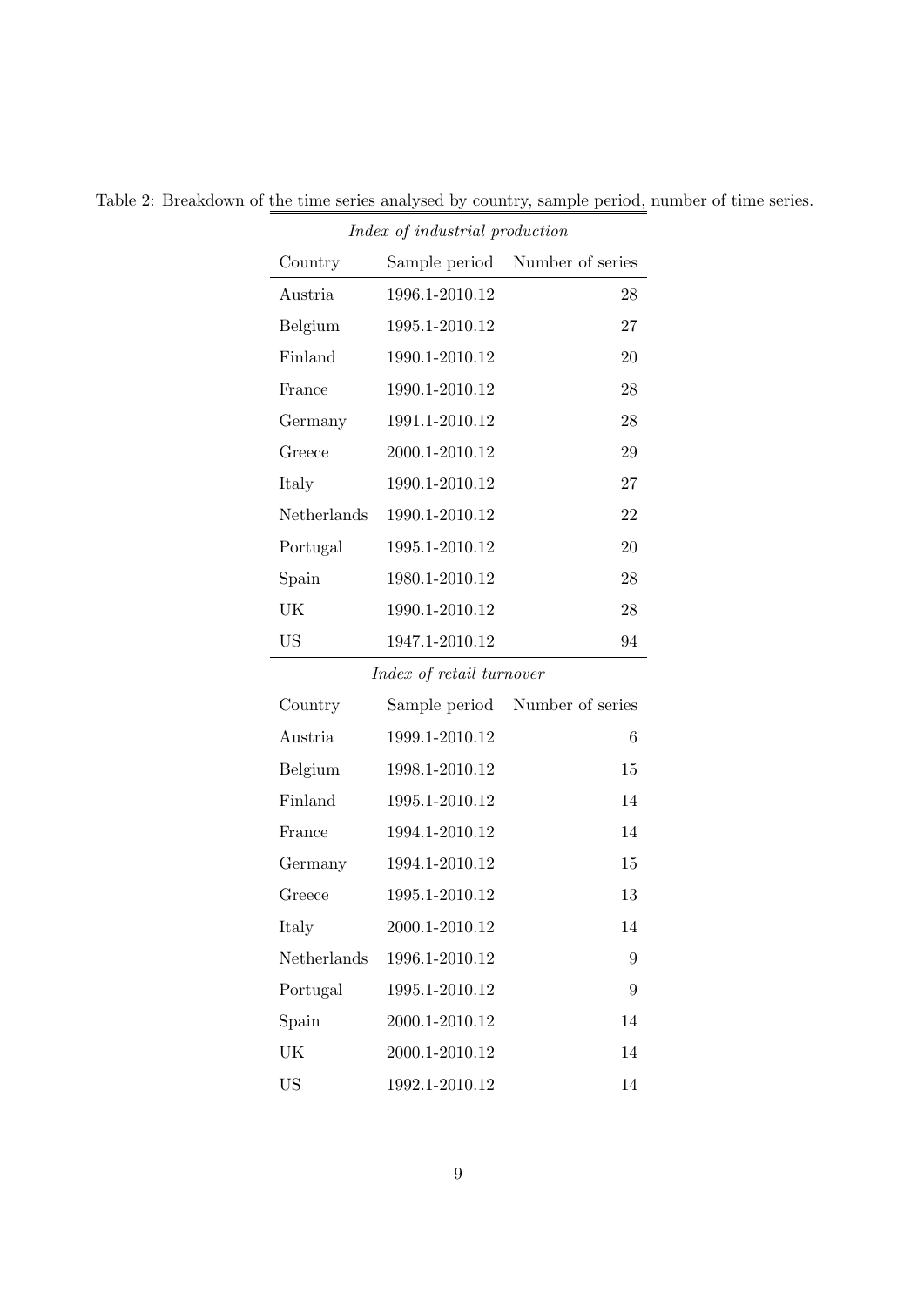Table 2: Breakdown of the time series analysed by country, sample period, number of time series.

| *Index of industrial production* | | |
|---|---|---|
| Country | Sample period | Number of series |
| Austria | 1996.1-2010.12 | 28 |
| Belgium | 1995.1-2010.12 | 27 |
| Finland | 1990.1-2010.12 | 20 |
| France | 1990.1-2010.12 | 28 |
| Germany | 1991.1-2010.12 | 28 |
| Greece | 2000.1-2010.12 | 29 |
| Italy | 1990.1-2010.12 | 27 |
| Netherlands | 1990.1-2010.12 | 22 |
| Portugal | 1995.1-2010.12 | 20 |
| Spain | 1980.1-2010.12 | 28 |
| UK | 1990.1-2010.12 | 28 |
| US | 1947.1-2010.12 | 94 |
| *Index of retail turnover* | | |
| Country | Sample period | Number of series |
| Austria | 1999.1-2010.12 | 6 |
| Belgium | 1998.1-2010.12 | 15 |
| Finland | 1995.1-2010.12 | 14 |
| France | 1994.1-2010.12 | 14 |
| Germany | 1994.1-2010.12 | 15 |
| Greece | 1995.1-2010.12 | 13 |
| Italy | 2000.1-2010.12 | 14 |
| Netherlands | 1996.1-2010.12 | 9 |
| Portugal | 1995.1-2010.12 | 9 |
| Spain | 2000.1-2010.12 | 14 |
| UK | 2000.1-2010.12 | 14 |
| US | 1992.1-2010.12 | 14 |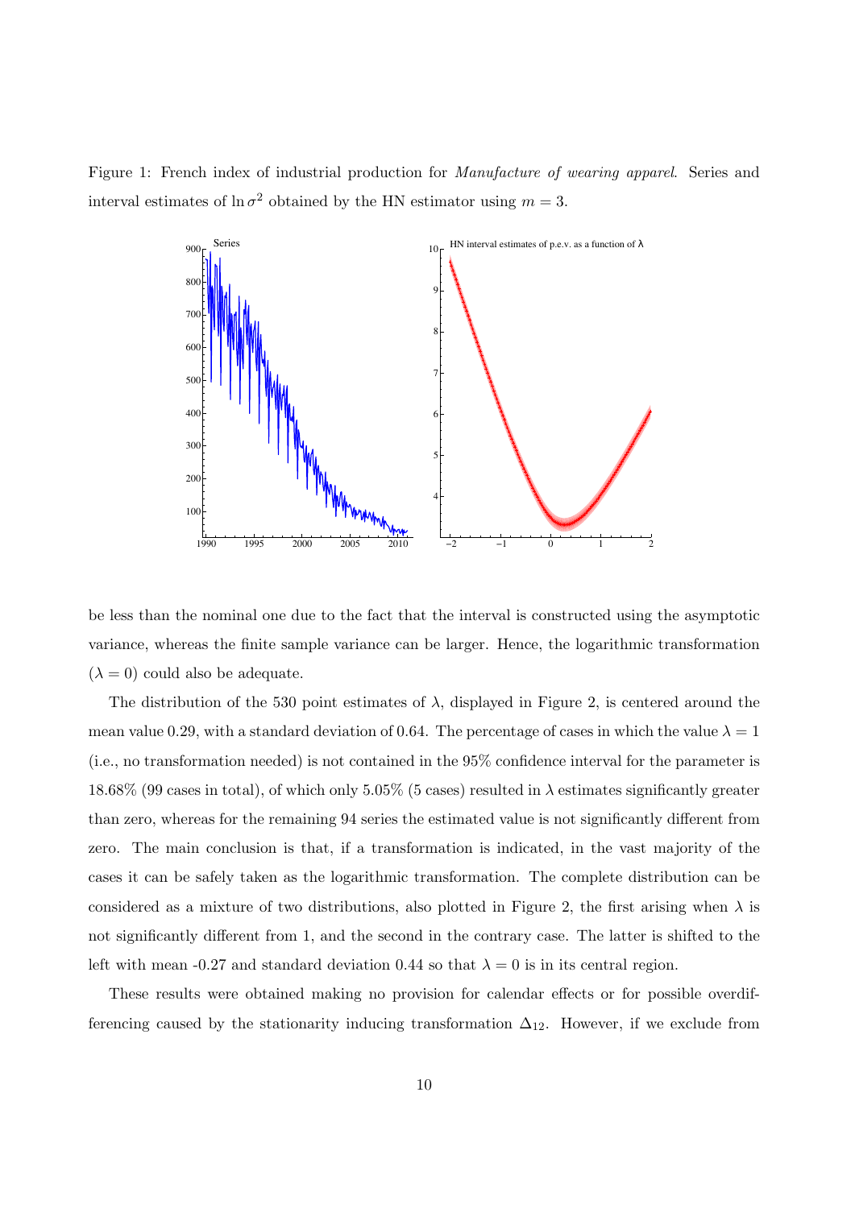Figure 1: French index of industrial production for *Manufacture of wearing apparel*. Series and interval estimates of $\ln \sigma^2$ obtained by the HN estimator using $m = 3$.

Series

900
800
700
600
500
400
300
200
100

1990 1995 2000 2005 2010

HN interval estimates of p.e.v. as a function of λ

10
9
8
7
6
5
4

−2 −1 0 1 2

be less than the nominal one due to the fact that the interval is constructed using the asymptotic variance, whereas the finite sample variance can be larger. Hence, the logarithmic transformation ($\lambda = 0$) could also be adequate.

The distribution of the 530 point estimates of $\lambda$, displayed in Figure 2, is centered around the mean value 0.29, with a standard deviation of 0.64. The percentage of cases in which the value $\lambda = 1$ (i.e., no transformation needed) is not contained in the 95% confidence interval for the parameter is 18.68% (99 cases in total), of which only 5.05% (5 cases) resulted in $\lambda$ estimates significantly greater than zero, whereas for the remaining 94 series the estimated value is not significantly different from zero. The main conclusion is that, if a transformation is indicated, in the vast majority of the cases it can be safely taken as the logarithmic transformation. The complete distribution can be considered as a mixture of two distributions, also plotted in Figure 2, the first arising when $\lambda$ is not significantly different from 1, and the second in the contrary case. The latter is shifted to the left with mean -0.27 and standard deviation 0.44 so that $\lambda = 0$ is in its central region.

These results were obtained making no provision for calendar effects or for possible overdifferencing caused by the stationarity inducing transformation $\Delta_{12}$. However, if we exclude from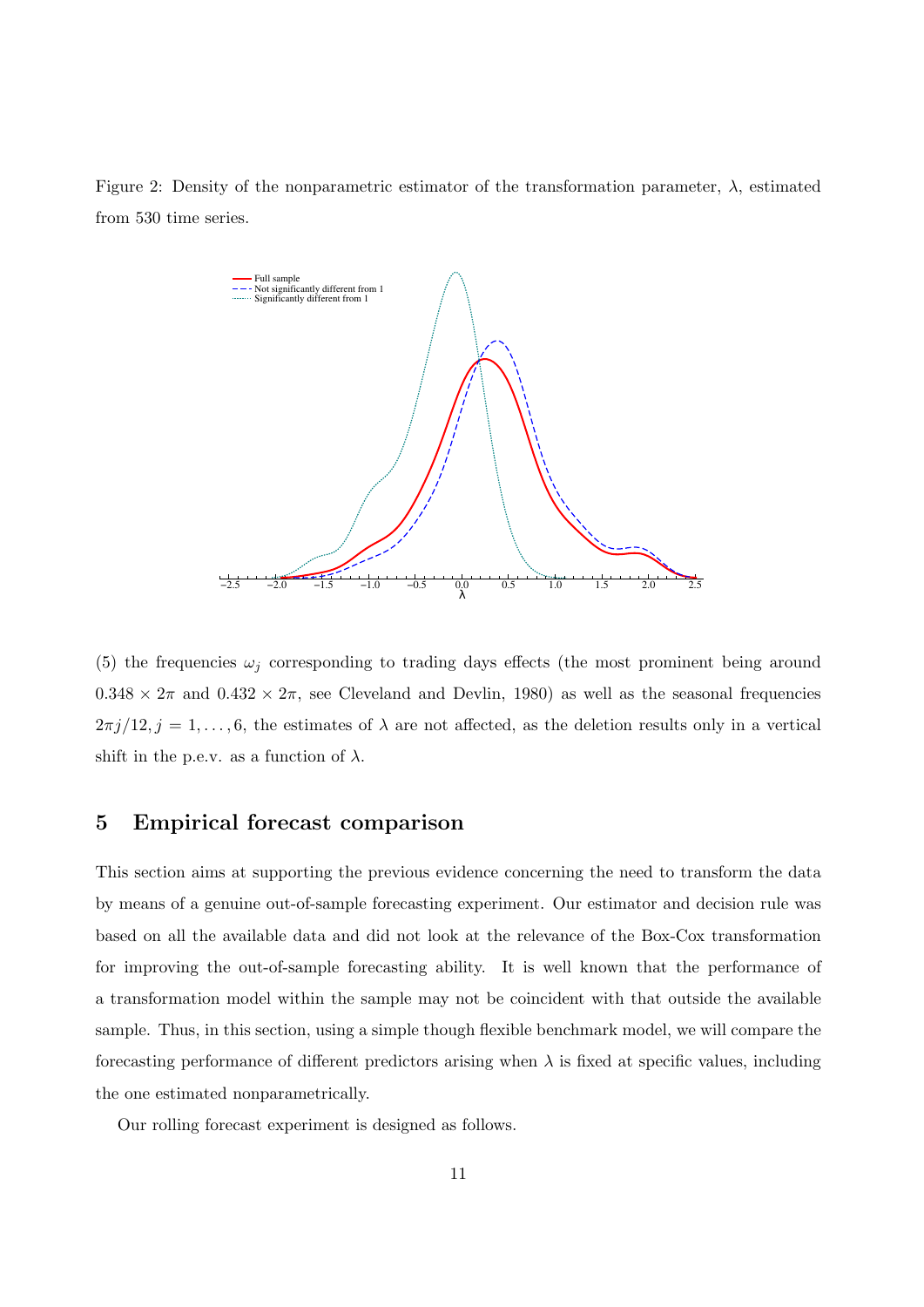Figure 2: Density of the nonparametric estimator of the transformation parameter, $\lambda$, estimated from 530 time series.

Full sample
Not significantly different from 1
Significantly different from 1

−2.5 −2.0 −1.5 −1.0 −0.5 0.0 0.5 1.0 1.5 2.0 2.5
λ

(5) the frequencies $\omega_j$ corresponding to trading days effects (the most prominent being around $0.348 \times 2\pi$ and $0.432 \times 2\pi$, see Cleveland and Devlin, 1980) as well as the seasonal frequencies $2\pi j/12, j = 1, \ldots, 6$, the estimates of $\lambda$ are not affected, as the deletion results only in a vertical shift in the p.e.v. as a function of $\lambda$.

## 5 Empirical forecast comparison

This section aims at supporting the previous evidence concerning the need to transform the data by means of a genuine out-of-sample forecasting experiment. Our estimator and decision rule was based on all the available data and did not look at the relevance of the Box-Cox transformation for improving the out-of-sample forecasting ability. It is well known that the performance of a transformation model within the sample may not be coincident with that outside the available sample. Thus, in this section, using a simple though flexible benchmark model, we will compare the forecasting performance of different predictors arising when $\lambda$ is fixed at specific values, including the one estimated nonparametrically.

Our rolling forecast experiment is designed as follows.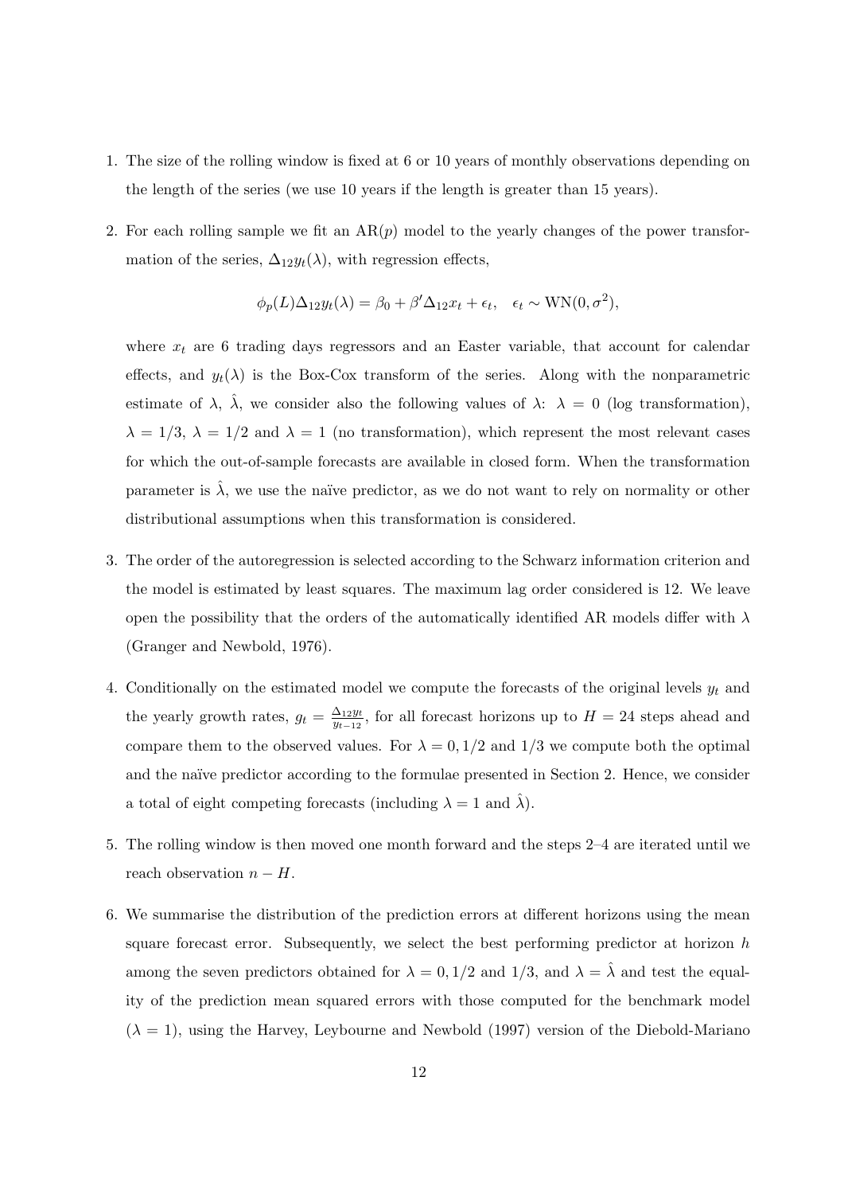1. The size of the rolling window is fixed at 6 or 10 years of monthly observations depending on the length of the series (we use 10 years if the length is greater than 15 years).

2. For each rolling sample we fit an AR($p$) model to the yearly changes of the power transformation of the series, $\Delta_{12} y_t(\lambda)$, with regression effects,

$$\phi_p(L)\Delta_{12} y_t(\lambda) = \beta_0 + \beta' \Delta_{12} x_t + \epsilon_t, \quad \epsilon_t \sim \text{WN}(0, \sigma^2),$$

where $x_t$ are 6 trading days regressors and an Easter variable, that account for calendar effects, and $y_t(\lambda)$ is the Box-Cox transform of the series. Along with the nonparametric estimate of $\lambda$, $\hat{\lambda}$, we consider also the following values of $\lambda$: $\lambda = 0$ (log transformation), $\lambda = 1/3$, $\lambda = 1/2$ and $\lambda = 1$ (no transformation), which represent the most relevant cases for which the out-of-sample forecasts are available in closed form. When the transformation parameter is $\hat{\lambda}$, we use the naïve predictor, as we do not want to rely on normality or other distributional assumptions when this transformation is considered.

3. The order of the autoregression is selected according to the Schwarz information criterion and the model is estimated by least squares. The maximum lag order considered is 12. We leave open the possibility that the orders of the automatically identified AR models differ with $\lambda$ (Granger and Newbold, 1976).

4. Conditionally on the estimated model we compute the forecasts of the original levels $y_t$ and the yearly growth rates, $g_t = \frac{\Delta_{12} y_t}{y_{t-12}}$, for all forecast horizons up to $H = 24$ steps ahead and compare them to the observed values. For $\lambda = 0, 1/2$ and $1/3$ we compute both the optimal and the naïve predictor according to the formulae presented in Section 2. Hence, we consider a total of eight competing forecasts (including $\lambda = 1$ and $\hat{\lambda}$).

5. The rolling window is then moved one month forward and the steps 2–4 are iterated until we reach observation $n - H$.

6. We summarise the distribution of the prediction errors at different horizons using the mean square forecast error. Subsequently, we select the best performing predictor at horizon $h$ among the seven predictors obtained for $\lambda = 0, 1/2$ and $1/3$, and $\lambda = \hat{\lambda}$ and test the equality of the prediction mean squared errors with those computed for the benchmark model ($\lambda = 1$), using the Harvey, Leybourne and Newbold (1997) version of the Diebold-Mariano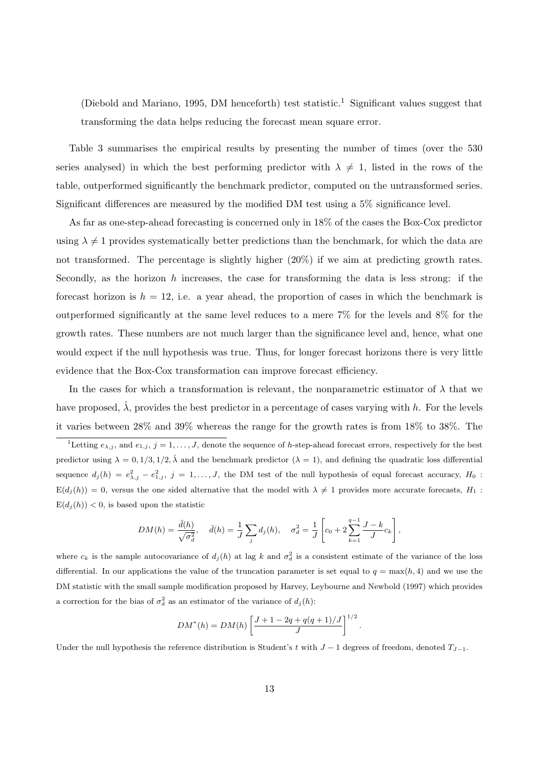(Diebold and Mariano, 1995, DM henceforth) test statistic.[1] Significant values suggest that transforming the data helps reducing the forecast mean square error.

Table 3 summarises the empirical results by presenting the number of times (over the 530 series analysed) in which the best performing predictor with $\lambda \neq 1$, listed in the rows of the table, outperformed significantly the benchmark predictor, computed on the untransformed series. Significant differences are measured by the modified DM test using a 5% significance level.

As far as one-step-ahead forecasting is concerned only in 18% of the cases the Box-Cox predictor using $\lambda \neq 1$ provides systematically better predictions than the benchmark, for which the data are not transformed. The percentage is slightly higher (20%) if we aim at predicting growth rates. Secondly, as the horizon $h$ increases, the case for transforming the data is less strong: if the forecast horizon is $h = 12$, i.e. a year ahead, the proportion of cases in which the benchmark is outperformed significantly at the same level reduces to a mere 7% for the levels and 8% for the growth rates. These numbers are not much larger than the significance level and, hence, what one would expect if the null hypothesis was true. Thus, for longer forecast horizons there is very little evidence that the Box-Cox transformation can improve forecast efficiency.

In the cases for which a transformation is relevant, the nonparametric estimator of $\lambda$ that we have proposed, $\hat{\lambda}$, provides the best predictor in a percentage of cases varying with $h$. For the levels it varies between 28% and 39% whereas the range for the growth rates is from 18% to 38%. The

[1] Letting $e_{\lambda,j}$, and $e_{1,j}$, $j = 1, \dots, J$, denote the sequence of $h$-step-ahead forecast errors, respectively for the best predictor using $\lambda = 0, 1/3, 1/2, \hat{\lambda}$ and the benchmark predictor ($\lambda = 1$), and defining the quadratic loss differential sequence $d_j(h) = e^2_{\lambda,j} - e^2_{1,j}$, $j = 1, \dots, J$, the DM test of the null hypothesis of equal forecast accuracy, $H_0$ : $\mathrm{E}(d_j(h)) = 0$, versus the one sided alternative that the model with $\lambda \neq 1$ provides more accurate forecasts, $H_1$ : $\mathrm{E}(d_j(h)) < 0$, is based upon the statistic

$$DM(h) = \frac{\bar{d}(h)}{\sqrt{\sigma^2_{\bar{d}}}}, \quad \bar{d}(h) = \frac{1}{J}\sum_j d_j(h), \quad \sigma^2_{\bar{d}} = \frac{1}{J}\left[c_0 + 2\sum_{k=1}^{q-1}\frac{J-k}{J}c_k\right],$$

where $c_k$ is the sample autocovariance of $d_j(h)$ at lag $k$ and $\sigma^2_{\bar{d}}$ is a consistent estimate of the variance of the loss differential. In our applications the value of the truncation parameter is set equal to $q = \max(h, 4)$ and we use the DM statistic with the small sample modification proposed by Harvey, Leybourne and Newbold (1997) which provides a correction for the bias of $\sigma^2_{\bar{d}}$ as an estimator of the variance of $d_j(h)$:

$$DM^*(h) = DM(h)\left[\frac{J + 1 - 2q + q(q+1)/J}{J}\right]^{1/2}.$$

Under the null hypothesis the reference distribution is Student's $t$ with $J - 1$ degrees of freedom, denoted $T_{J-1}$.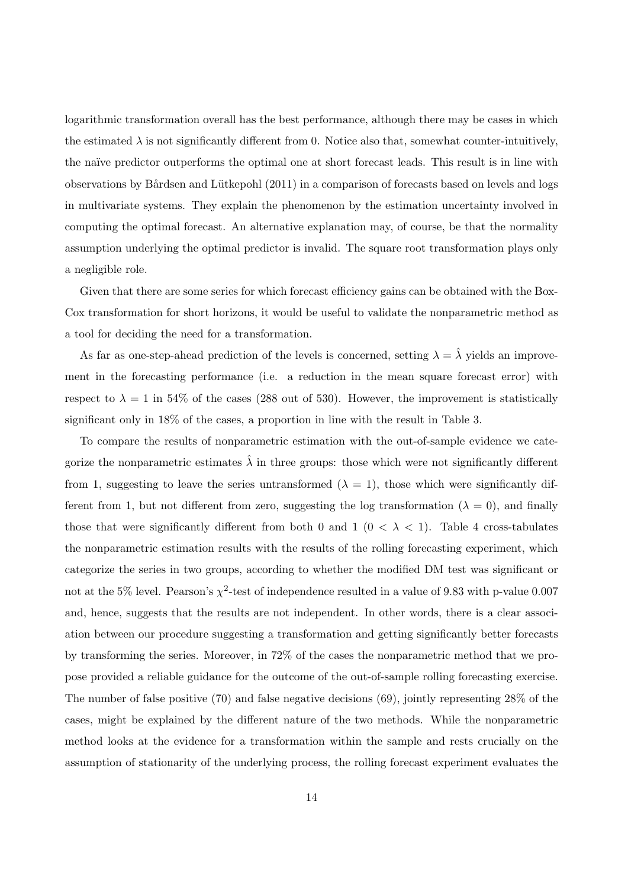logarithmic transformation overall has the best performance, although there may be cases in which the estimated $\lambda$ is not significantly different from 0. Notice also that, somewhat counter-intuitively, the naïve predictor outperforms the optimal one at short forecast leads. This result is in line with observations by Bårdsen and Lütkepohl (2011) in a comparison of forecasts based on levels and logs in multivariate systems. They explain the phenomenon by the estimation uncertainty involved in computing the optimal forecast. An alternative explanation may, of course, be that the normality assumption underlying the optimal predictor is invalid. The square root transformation plays only a negligible role.

Given that there are some series for which forecast efficiency gains can be obtained with the Box-Cox transformation for short horizons, it would be useful to validate the nonparametric method as a tool for deciding the need for a transformation.

As far as one-step-ahead prediction of the levels is concerned, setting $\lambda = \hat{\lambda}$ yields an improvement in the forecasting performance (i.e. a reduction in the mean square forecast error) with respect to $\lambda = 1$ in 54% of the cases (288 out of 530). However, the improvement is statistically significant only in 18% of the cases, a proportion in line with the result in Table 3.

To compare the results of nonparametric estimation with the out-of-sample evidence we categorize the nonparametric estimates $\hat{\lambda}$ in three groups: those which were not significantly different from 1, suggesting to leave the series untransformed ($\lambda = 1$), those which were significantly different from 1, but not different from zero, suggesting the log transformation ($\lambda = 0$), and finally those that were significantly different from both 0 and 1 ($0 < \lambda < 1$). Table 4 cross-tabulates the nonparametric estimation results with the results of the rolling forecasting experiment, which categorize the series in two groups, according to whether the modified DM test was significant or not at the 5% level. Pearson's $\chi^2$-test of independence resulted in a value of 9.83 with p-value 0.007 and, hence, suggests that the results are not independent. In other words, there is a clear association between our procedure suggesting a transformation and getting significantly better forecasts by transforming the series. Moreover, in 72% of the cases the nonparametric method that we propose provided a reliable guidance for the outcome of the out-of-sample rolling forecasting exercise. The number of false positive (70) and false negative decisions (69), jointly representing 28% of the cases, might be explained by the different nature of the two methods. While the nonparametric method looks at the evidence for a transformation within the sample and rests crucially on the assumption of stationarity of the underlying process, the rolling forecast experiment evaluates the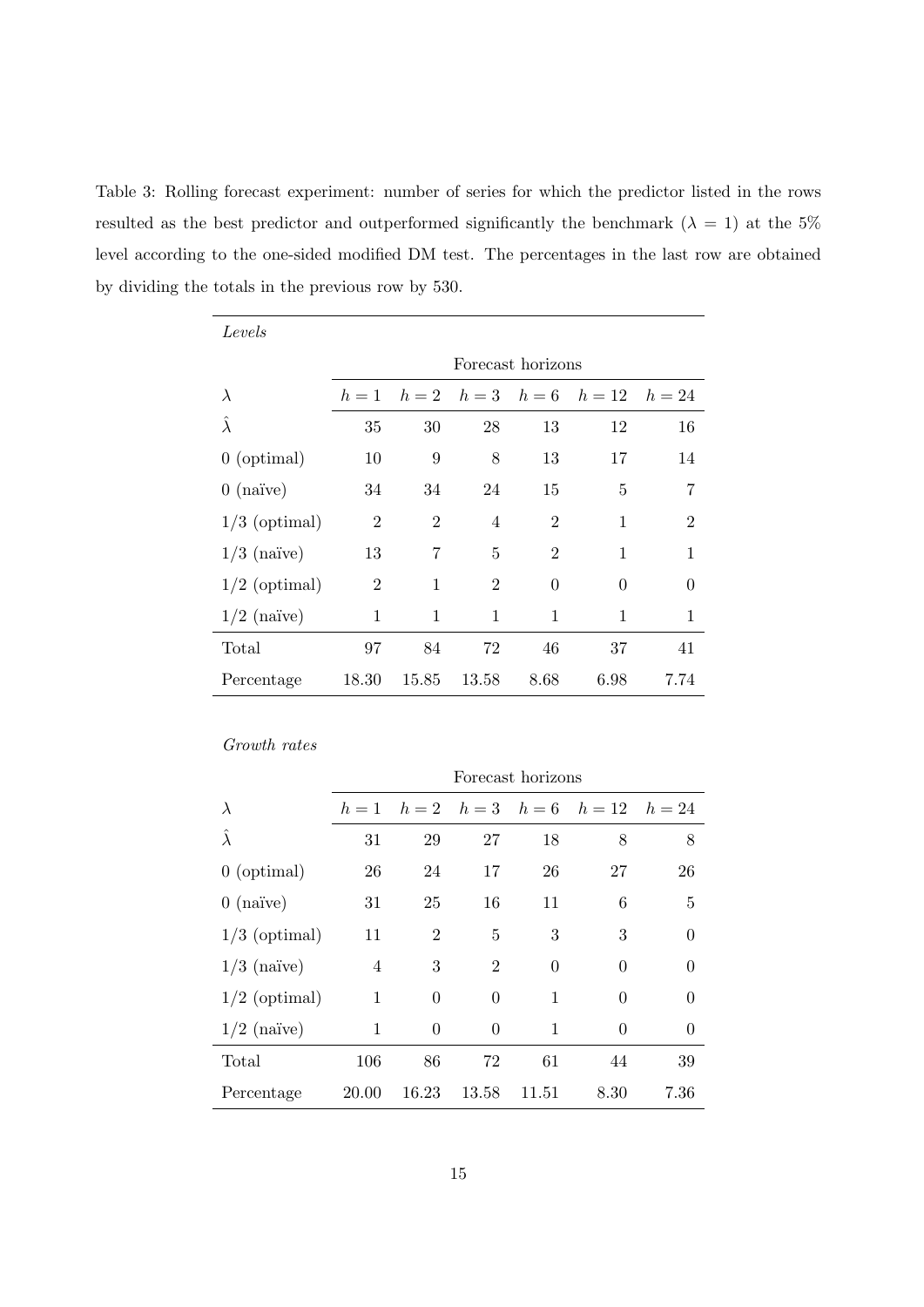Table 3: Rolling forecast experiment: number of series for which the predictor listed in the rows resulted as the best predictor and outperformed significantly the benchmark ($\lambda = 1$) at the 5% level according to the one-sided modified DM test. The percentages in the last row are obtained by dividing the totals in the previous row by 530.

*Levels*

| | Forecast horizons | | | | | |
|---|---|---|---|---|---|---|
| $\lambda$ | $h = 1$ | $h = 2$ | $h = 3$ | $h = 6$ | $h = 12$ | $h = 24$ |
| $\hat{\lambda}$ | 35 | 30 | 28 | 13 | 12 | 16 |
| 0 (optimal) | 10 | 9 | 8 | 13 | 17 | 14 |
| 0 (naïve) | 34 | 34 | 24 | 15 | 5 | 7 |
| 1/3 (optimal) | 2 | 2 | 4 | 2 | 1 | 2 |
| 1/3 (naïve) | 13 | 7 | 5 | 2 | 1 | 1 |
| 1/2 (optimal) | 2 | 1 | 2 | 0 | 0 | 0 |
| 1/2 (naïve) | 1 | 1 | 1 | 1 | 1 | 1 |
| Total | 97 | 84 | 72 | 46 | 37 | 41 |
| Percentage | 18.30 | 15.85 | 13.58 | 8.68 | 6.98 | 7.74 |

*Growth rates*

| | Forecast horizons | | | | | |
|---|---|---|---|---|---|---|
| $\lambda$ | $h = 1$ | $h = 2$ | $h = 3$ | $h = 6$ | $h = 12$ | $h = 24$ |
| $\hat{\lambda}$ | 31 | 29 | 27 | 18 | 8 | 8 |
| 0 (optimal) | 26 | 24 | 17 | 26 | 27 | 26 |
| 0 (naïve) | 31 | 25 | 16 | 11 | 6 | 5 |
| 1/3 (optimal) | 11 | 2 | 5 | 3 | 3 | 0 |
| 1/3 (naïve) | 4 | 3 | 2 | 0 | 0 | 0 |
| 1/2 (optimal) | 1 | 0 | 0 | 1 | 0 | 0 |
| 1/2 (naïve) | 1 | 0 | 0 | 1 | 0 | 0 |
| Total | 106 | 86 | 72 | 61 | 44 | 39 |
| Percentage | 20.00 | 16.23 | 13.58 | 11.51 | 8.30 | 7.36 |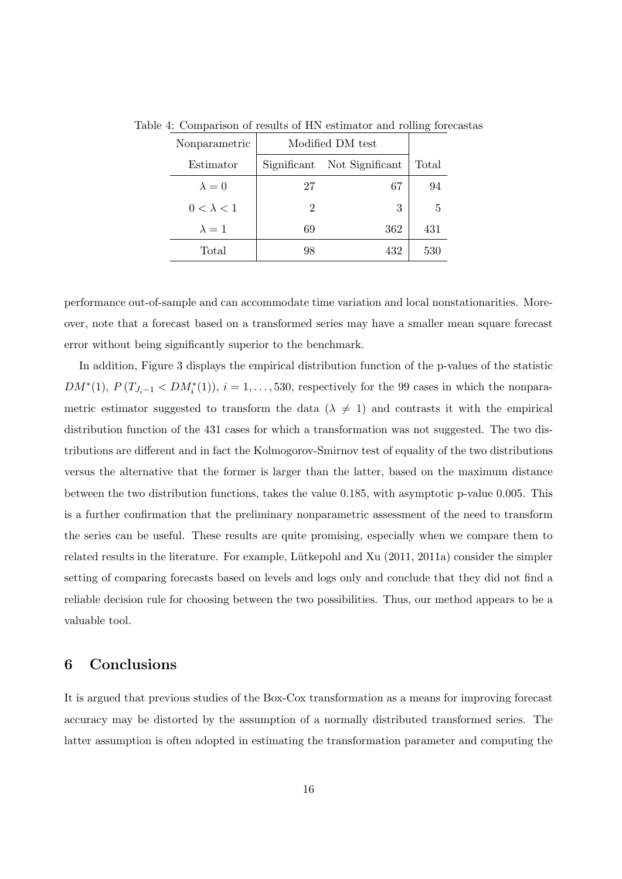Table 4: Comparison of results of HN estimator and rolling forecastas

| Nonparametric | Modified DM test | | |
|---|---|---|---|
| Estimator | Significant | Not Significant | Total |
| $\lambda = 0$ | 27 | 67 | 94 |
| $0 < \lambda < 1$ | 2 | 3 | 5 |
| $\lambda = 1$ | 69 | 362 | 431 |
| Total | 98 | 432 | 530 |

performance out-of-sample and can accommodate time variation and local nonstationarities. Moreover, note that a forecast based on a transformed series may have a smaller mean square forecast error without being significantly superior to the benchmark.

In addition, Figure 3 displays the empirical distribution function of the p-values of the statistic $DM^*(1)$, $P\left(T_{J_i-1} < DM_i^*(1)\right)$, $i = 1, \ldots, 530$, respectively for the 99 cases in which the nonparametric estimator suggested to transform the data ($\lambda \neq 1$) and contrasts it with the empirical distribution function of the 431 cases for which a transformation was not suggested. The two distributions are different and in fact the Kolmogorov-Smirnov test of equality of the two distributions versus the alternative that the former is larger than the latter, based on the maximum distance between the two distribution functions, takes the value 0.185, with asymptotic p-value 0.005. This is a further confirmation that the preliminary nonparametric assessment of the need to transform the series can be useful. These results are quite promising, especially when we compare them to related results in the literature. For example, Lütkepohl and Xu (2011, 2011a) consider the simpler setting of comparing forecasts based on levels and logs only and conclude that they did not find a reliable decision rule for choosing between the two possibilities. Thus, our method appears to be a valuable tool.

## 6 Conclusions

It is argued that previous studies of the Box-Cox transformation as a means for improving forecast accuracy may be distorted by the assumption of a normally distributed transformed series. The latter assumption is often adopted in estimating the transformation parameter and computing the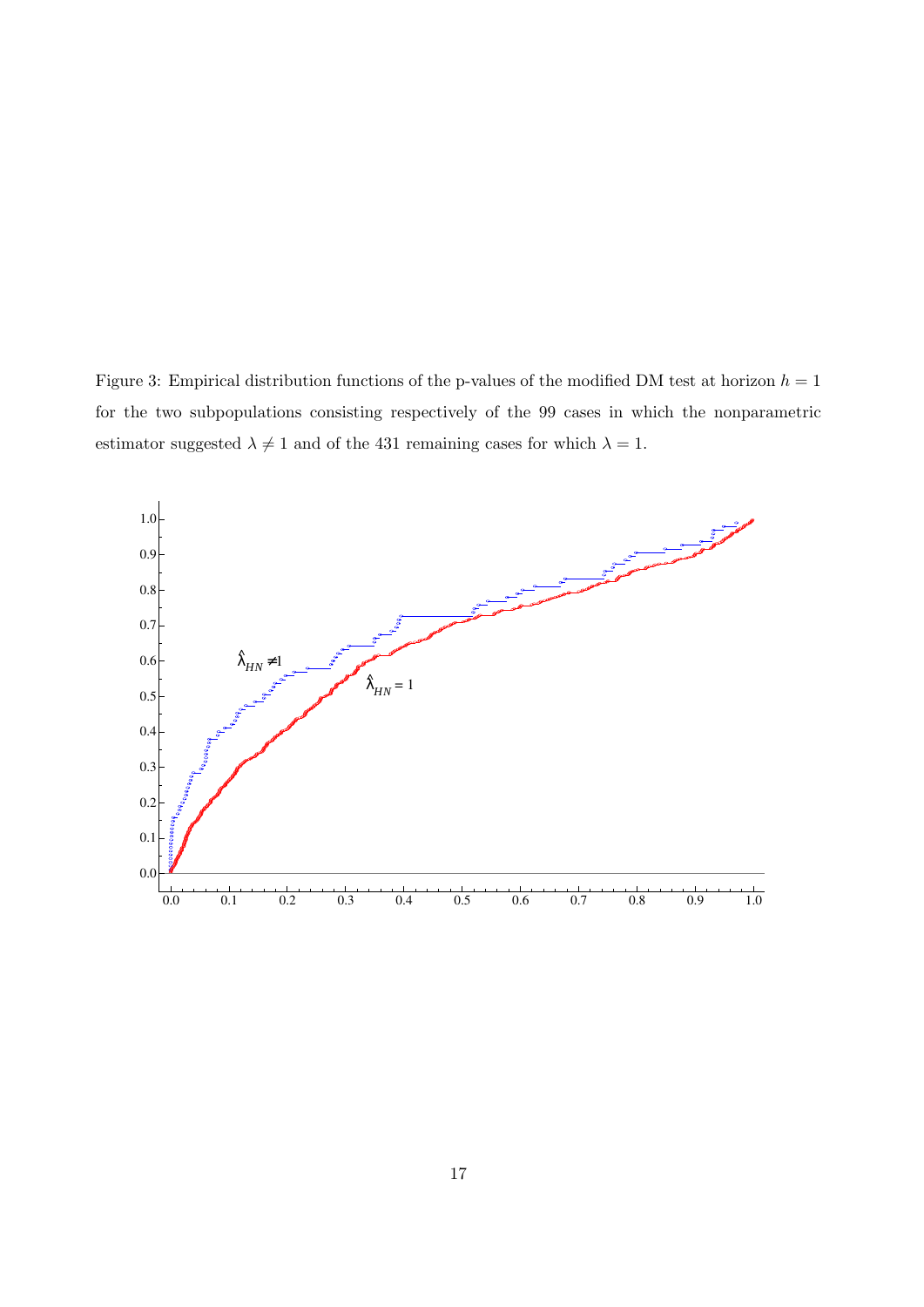Figure 3: Empirical distribution functions of the p-values of the modified DM test at horizon $h = 1$ for the two subpopulations consisting respectively of the 99 cases in which the nonparametric estimator suggested $\lambda \neq 1$ and of the 431 remaining cases for which $\lambda = 1$.

$\hat{\lambda}_{HN} \neq 1$

$\hat{\lambda}_{HN} = 1$

1.0
0.9
0.8
0.7
0.6
0.5
0.4
0.3
0.2
0.1
0.0

0.0 0.1 0.2 0.3 0.4 0.5 0.6 0.7 0.8 0.9 1.0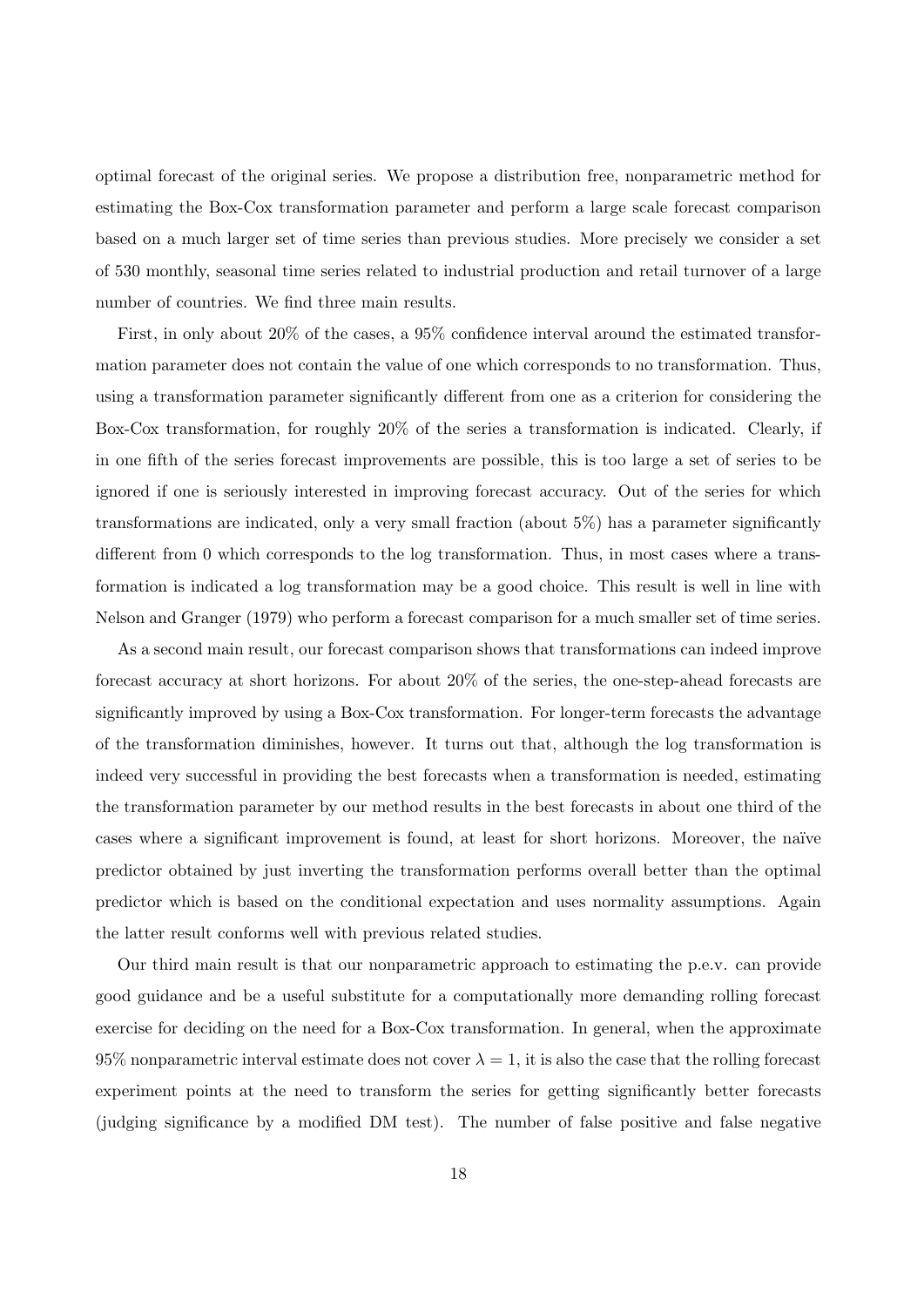optimal forecast of the original series. We propose a distribution free, nonparametric method for estimating the Box-Cox transformation parameter and perform a large scale forecast comparison based on a much larger set of time series than previous studies. More precisely we consider a set of 530 monthly, seasonal time series related to industrial production and retail turnover of a large number of countries. We find three main results.

First, in only about 20% of the cases, a 95% confidence interval around the estimated transformation parameter does not contain the value of one which corresponds to no transformation. Thus, using a transformation parameter significantly different from one as a criterion for considering the Box-Cox transformation, for roughly 20% of the series a transformation is indicated. Clearly, if in one fifth of the series forecast improvements are possible, this is too large a set of series to be ignored if one is seriously interested in improving forecast accuracy. Out of the series for which transformations are indicated, only a very small fraction (about 5%) has a parameter significantly different from 0 which corresponds to the log transformation. Thus, in most cases where a transformation is indicated a log transformation may be a good choice. This result is well in line with Nelson and Granger (1979) who perform a forecast comparison for a much smaller set of time series.

As a second main result, our forecast comparison shows that transformations can indeed improve forecast accuracy at short horizons. For about 20% of the series, the one-step-ahead forecasts are significantly improved by using a Box-Cox transformation. For longer-term forecasts the advantage of the transformation diminishes, however. It turns out that, although the log transformation is indeed very successful in providing the best forecasts when a transformation is needed, estimating the transformation parameter by our method results in the best forecasts in about one third of the cases where a significant improvement is found, at least for short horizons. Moreover, the naïve predictor obtained by just inverting the transformation performs overall better than the optimal predictor which is based on the conditional expectation and uses normality assumptions. Again the latter result conforms well with previous related studies.

Our third main result is that our nonparametric approach to estimating the p.e.v. can provide good guidance and be a useful substitute for a computationally more demanding rolling forecast exercise for deciding on the need for a Box-Cox transformation. In general, when the approximate 95% nonparametric interval estimate does not cover $\lambda = 1$, it is also the case that the rolling forecast experiment points at the need to transform the series for getting significantly better forecasts (judging significance by a modified DM test). The number of false positive and false negative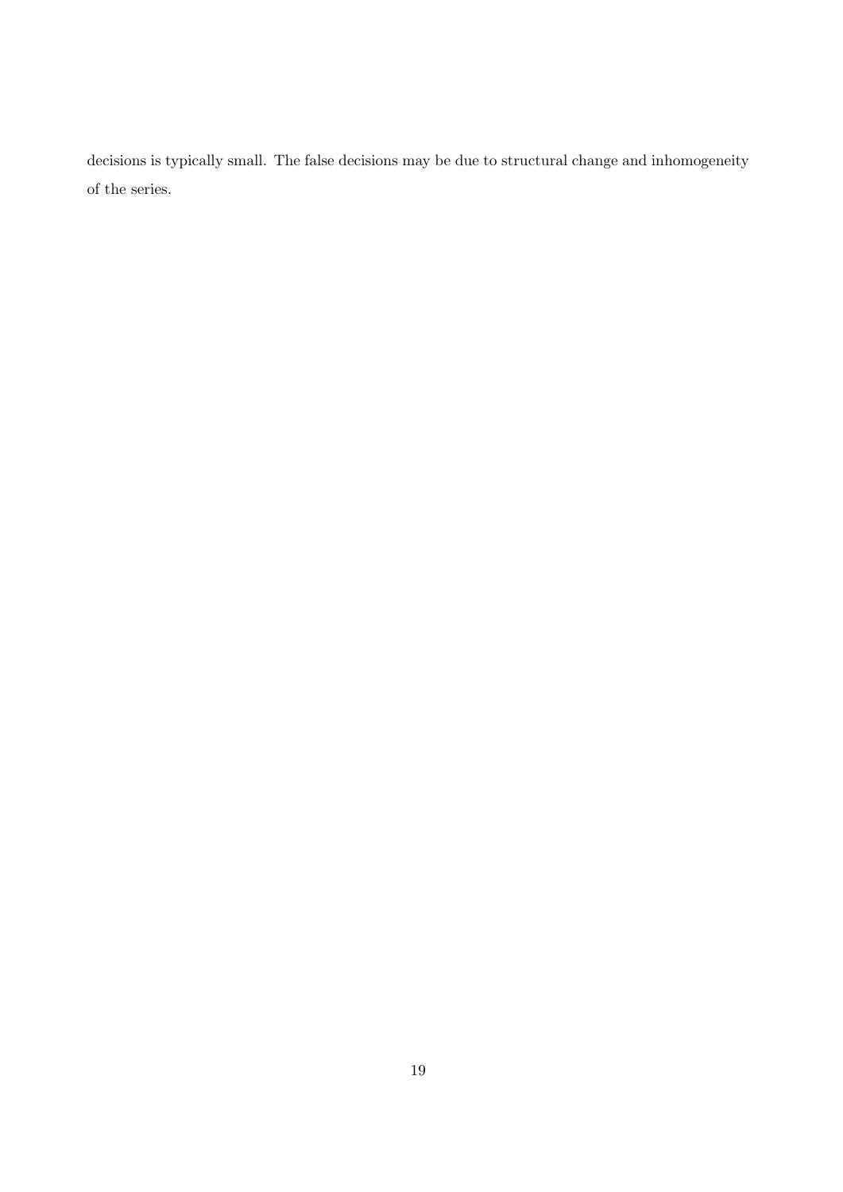decisions is typically small. The false decisions may be due to structural change and inhomogeneity of the series.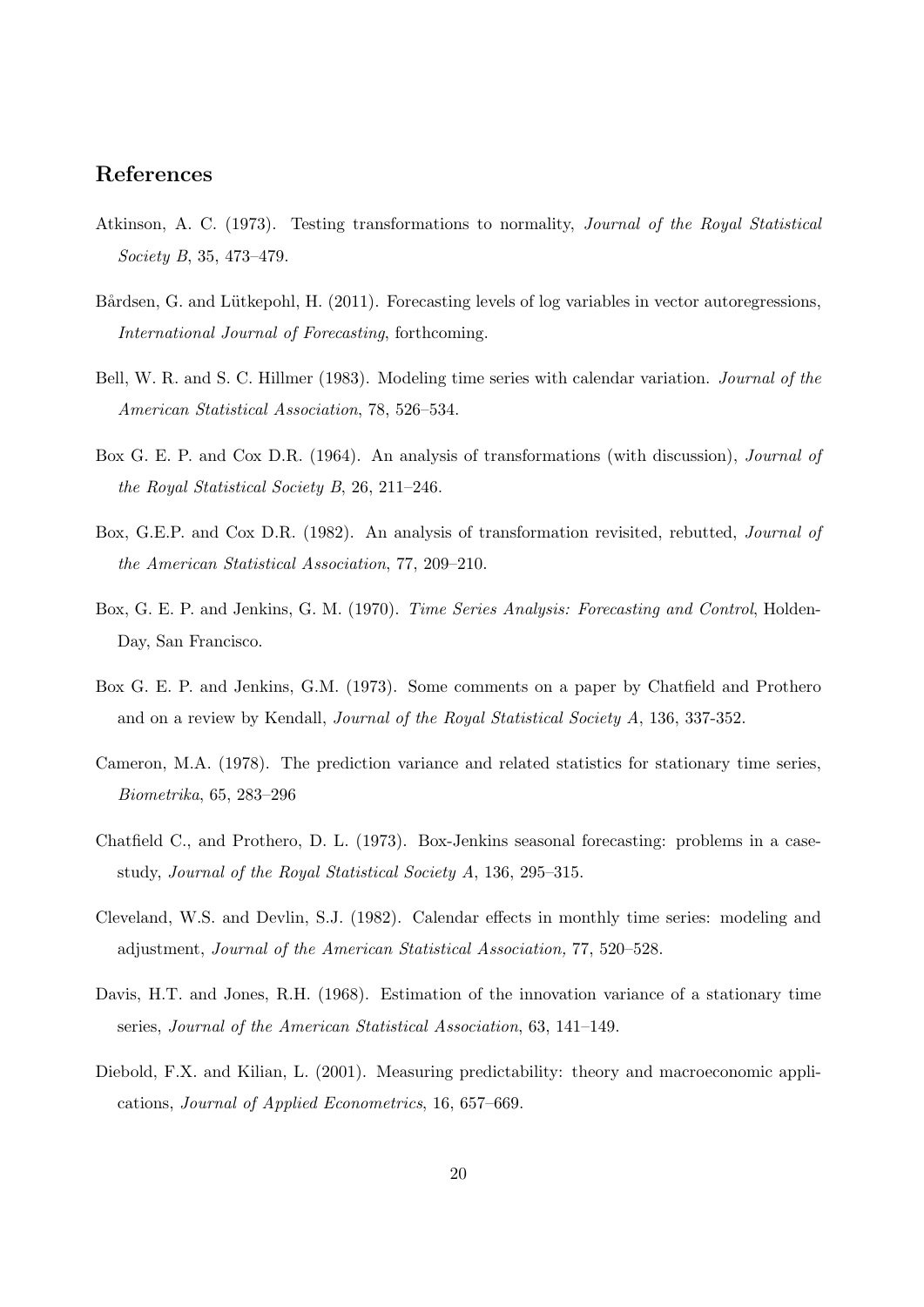## References

Atkinson, A. C. (1973). Testing transformations to normality, *Journal of the Royal Statistical Society B*, 35, 473–479.

Bårdsen, G. and Lütkepohl, H. (2011). Forecasting levels of log variables in vector autoregressions, *International Journal of Forecasting*, forthcoming.

Bell, W. R. and S. C. Hillmer (1983). Modeling time series with calendar variation. *Journal of the American Statistical Association*, 78, 526–534.

Box G. E. P. and Cox D.R. (1964). An analysis of transformations (with discussion), *Journal of the Royal Statistical Society B*, 26, 211–246.

Box, G.E.P. and Cox D.R. (1982). An analysis of transformation revisited, rebutted, *Journal of the American Statistical Association*, 77, 209–210.

Box, G. E. P. and Jenkins, G. M. (1970). *Time Series Analysis: Forecasting and Control*, Holden-Day, San Francisco.

Box G. E. P. and Jenkins, G.M. (1973). Some comments on a paper by Chatfield and Prothero and on a review by Kendall, *Journal of the Royal Statistical Society A*, 136, 337-352.

Cameron, M.A. (1978). The prediction variance and related statistics for stationary time series, *Biometrika*, 65, 283–296

Chatfield C., and Prothero, D. L. (1973). Box-Jenkins seasonal forecasting: problems in a case-study, *Journal of the Royal Statistical Society A*, 136, 295–315.

Cleveland, W.S. and Devlin, S.J. (1982). Calendar effects in monthly time series: modeling and adjustment, *Journal of the American Statistical Association,* 77, 520–528.

Davis, H.T. and Jones, R.H. (1968). Estimation of the innovation variance of a stationary time series, *Journal of the American Statistical Association*, 63, 141–149.

Diebold, F.X. and Kilian, L. (2001). Measuring predictability: theory and macroeconomic applications, *Journal of Applied Econometrics*, 16, 657–669.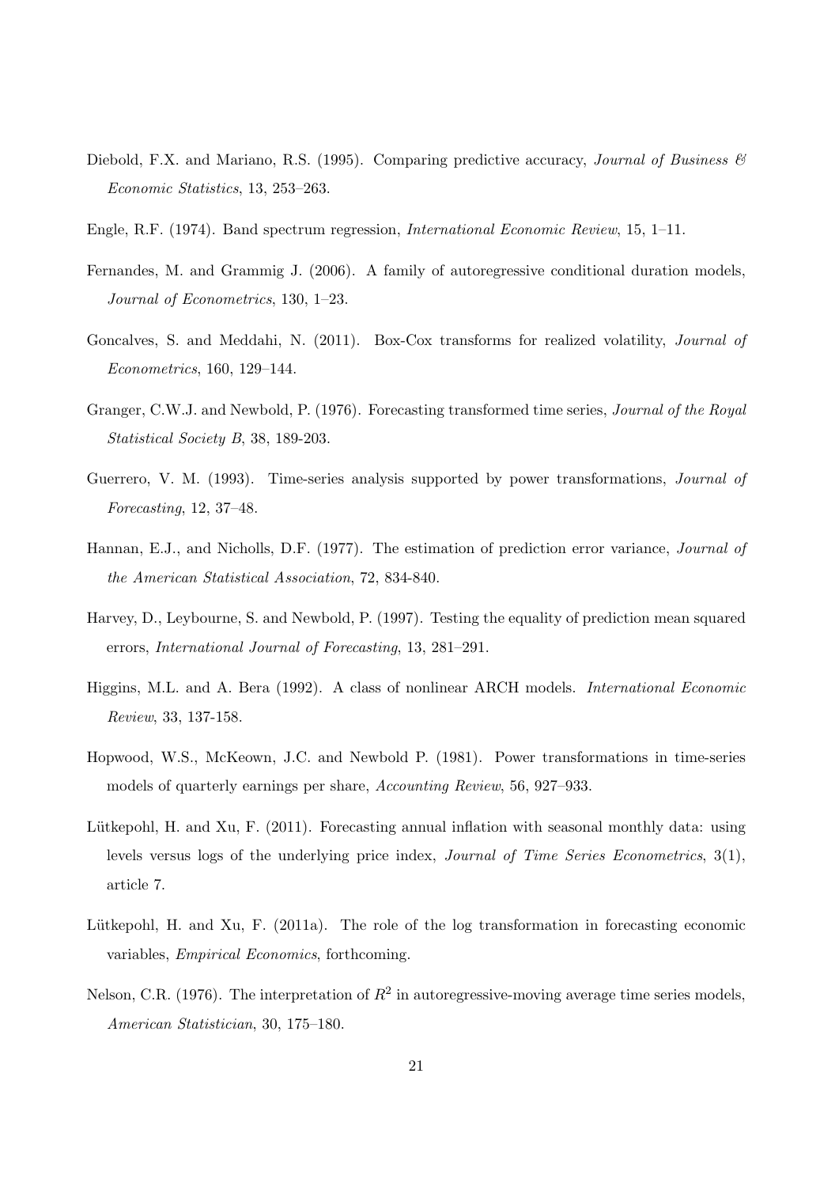Diebold, F.X. and Mariano, R.S. (1995). Comparing predictive accuracy, *Journal of Business & Economic Statistics*, 13, 253–263.

Engle, R.F. (1974). Band spectrum regression, *International Economic Review*, 15, 1–11.

Fernandes, M. and Grammig J. (2006). A family of autoregressive conditional duration models, *Journal of Econometrics*, 130, 1–23.

Goncalves, S. and Meddahi, N. (2011). Box-Cox transforms for realized volatility, *Journal of Econometrics*, 160, 129–144.

Granger, C.W.J. and Newbold, P. (1976). Forecasting transformed time series, *Journal of the Royal Statistical Society B*, 38, 189-203.

Guerrero, V. M. (1993). Time-series analysis supported by power transformations, *Journal of Forecasting*, 12, 37–48.

Hannan, E.J., and Nicholls, D.F. (1977). The estimation of prediction error variance, *Journal of the American Statistical Association*, 72, 834-840.

Harvey, D., Leybourne, S. and Newbold, P. (1997). Testing the equality of prediction mean squared errors, *International Journal of Forecasting*, 13, 281–291.

Higgins, M.L. and A. Bera (1992). A class of nonlinear ARCH models. *International Economic Review*, 33, 137-158.

Hopwood, W.S., McKeown, J.C. and Newbold P. (1981). Power transformations in time-series models of quarterly earnings per share, *Accounting Review*, 56, 927–933.

Lütkepohl, H. and Xu, F. (2011). Forecasting annual inflation with seasonal monthly data: using levels versus logs of the underlying price index, *Journal of Time Series Econometrics*, 3(1), article 7.

Lütkepohl, H. and Xu, F. (2011a). The role of the log transformation in forecasting economic variables, *Empirical Economics*, forthcoming.

Nelson, C.R. (1976). The interpretation of $R^2$ in autoregressive-moving average time series models, *American Statistician*, 30, 175–180.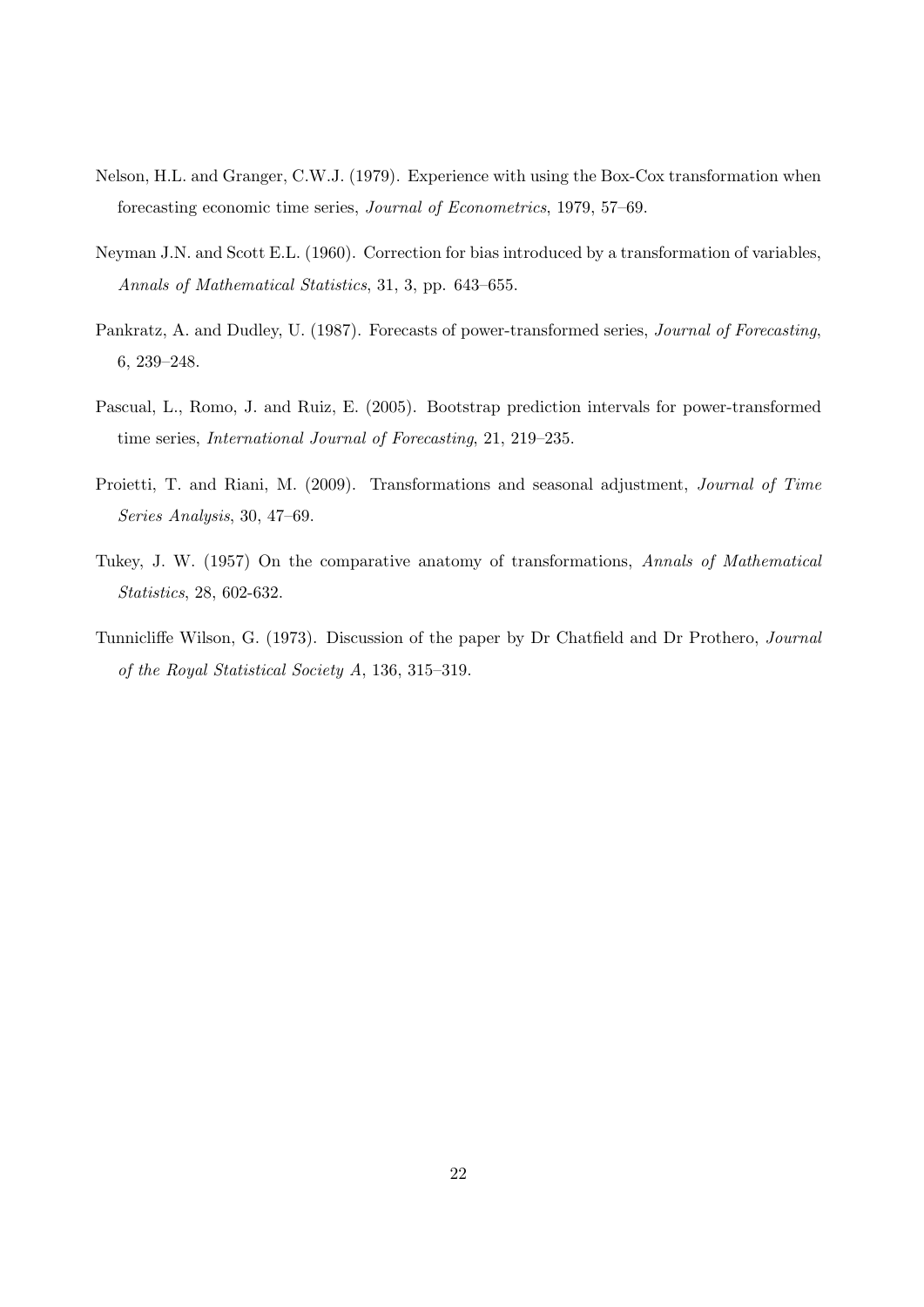Nelson, H.L. and Granger, C.W.J. (1979). Experience with using the Box-Cox transformation when forecasting economic time series, *Journal of Econometrics*, 1979, 57–69.

Neyman J.N. and Scott E.L. (1960). Correction for bias introduced by a transformation of variables, *Annals of Mathematical Statistics*, 31, 3, pp. 643–655.

Pankratz, A. and Dudley, U. (1987). Forecasts of power-transformed series, *Journal of Forecasting*, 6, 239–248.

Pascual, L., Romo, J. and Ruiz, E. (2005). Bootstrap prediction intervals for power-transformed time series, *International Journal of Forecasting*, 21, 219–235.

Proietti, T. and Riani, M. (2009). Transformations and seasonal adjustment, *Journal of Time Series Analysis*, 30, 47–69.

Tukey, J. W. (1957) On the comparative anatomy of transformations, *Annals of Mathematical Statistics*, 28, 602-632.

Tunnicliffe Wilson, G. (1973). Discussion of the paper by Dr Chatfield and Dr Prothero, *Journal of the Royal Statistical Society A*, 136, 315–319.